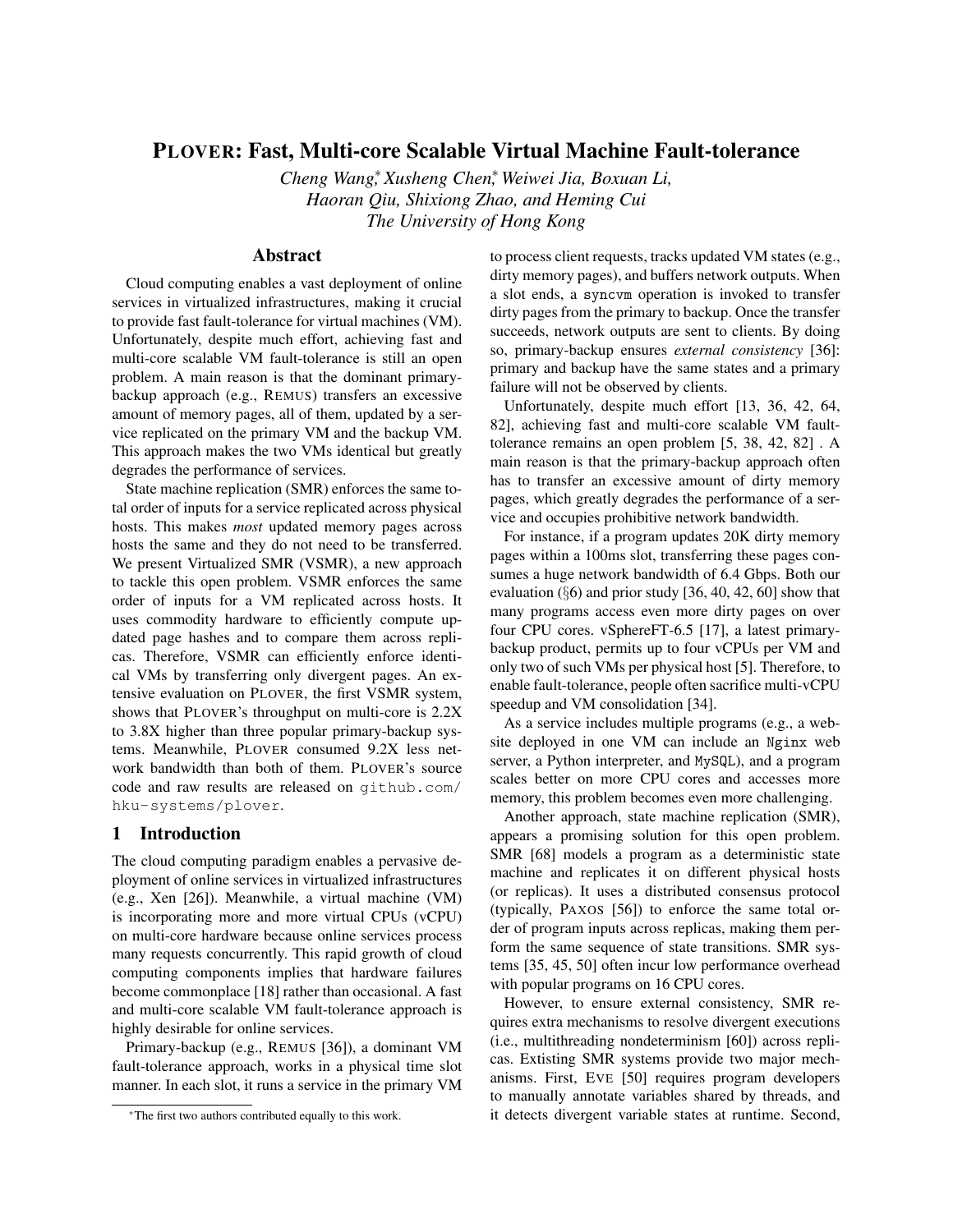# PLOVER: Fast, Multi-core Scalable Virtual Machine Fault-tolerance

*Cheng Wang*,[*] *Xusheng Chen*,[*] *Weiwei Jia, Boxuan Li,*
*Haoran Qiu, Shixiong Zhao, and Heming Cui*
*The University of Hong Kong*

## Abstract

Cloud computing enables a vast deployment of online services in virtualized infrastructures, making it crucial to provide fast fault-tolerance for virtual machines (VM). Unfortunately, despite much effort, achieving fast and multi-core scalable VM fault-tolerance is still an open problem. A main reason is that the dominant primary-backup approach (e.g., REMUS) transfers an excessive amount of memory pages, all of them, updated by a service replicated on the primary VM and the backup VM. This approach makes the two VMs identical but greatly degrades the performance of services.

State machine replication (SMR) enforces the same total order of inputs for a service replicated across physical hosts. This makes *most* updated memory pages across hosts the same and they do not need to be transferred. We present Virtualized SMR (VSMR), a new approach to tackle this open problem. VSMR enforces the same order of inputs for a VM replicated across hosts. It uses commodity hardware to efficiently compute updated page hashes and to compare them across replicas. Therefore, VSMR can efficiently enforce identical VMs by transferring only divergent pages. An extensive evaluation on PLOVER, the first VSMR system, shows that PLOVER's throughput on multi-core is 2.2X to 3.8X higher than three popular primary-backup systems. Meanwhile, PLOVER consumed 9.2X less network bandwidth than both of them. PLOVER's source code and raw results are released on `github.com/hku-systems/plover`.

## 1 Introduction

The cloud computing paradigm enables a pervasive deployment of online services in virtualized infrastructures (e.g., Xen [26]). Meanwhile, a virtual machine (VM) is incorporating more and more virtual CPUs (vCPU) on multi-core hardware because online services process many requests concurrently. This rapid growth of cloud computing components implies that hardware failures become commonplace [18] rather than occasional. A fast and multi-core scalable VM fault-tolerance approach is highly desirable for online services.

Primary-backup (e.g., REMUS [36]), a dominant VM fault-tolerance approach, works in a physical time slot manner. In each slot, it runs a service in the primary VM to process client requests, tracks updated VM states (e.g., dirty memory pages), and buffers network outputs. When a slot ends, a `syncvm` operation is invoked to transfer dirty pages from the primary to backup. Once the transfer succeeds, network outputs are sent to clients. By doing so, primary-backup ensures *external consistency* [36]: primary and backup have the same states and a primary failure will not be observed by clients.

Unfortunately, despite much effort [13, 36, 42, 64, 82], achieving fast and multi-core scalable VM fault-tolerance remains an open problem [5, 38, 42, 82] . A main reason is that the primary-backup approach often has to transfer an excessive amount of dirty memory pages, which greatly degrades the performance of a service and occupies prohibitive network bandwidth.

For instance, if a program updates 20K dirty memory pages within a 100ms slot, transferring these pages consumes a huge network bandwidth of 6.4 Gbps. Both our evaluation (§6) and prior study [36, 40, 42, 60] show that many programs access even more dirty pages on over four CPU cores. vSphereFT-6.5 [17], a latest primary-backup product, permits up to four vCPUs per VM and only two of such VMs per physical host [5]. Therefore, to enable fault-tolerance, people often sacrifice multi-vCPU speedup and VM consolidation [34].

As a service includes multiple programs (e.g., a website deployed in one VM can include an `Nginx` web server, a Python interpreter, and `MySQL`), and a program scales better on more CPU cores and accesses more memory, this problem becomes even more challenging.

Another approach, state machine replication (SMR), appears a promising solution for this open problem. SMR [68] models a program as a deterministic state machine and replicates it on different physical hosts (or replicas). It uses a distributed consensus protocol (typically, PAXOS [56]) to enforce the same total order of program inputs across replicas, making them perform the same sequence of state transitions. SMR systems [35, 45, 50] often incur low performance overhead with popular programs on 16 CPU cores.

However, to ensure external consistency, SMR requires extra mechanisms to resolve divergent executions (i.e., multithreading nondeterminism [60]) across replicas. Extisting SMR systems provide two major mechanisms. First, EVE [50] requires program developers to manually annotate variables shared by threads, and it detects divergent variable states at runtime. Second,

[*]The first two authors contributed equally to this work.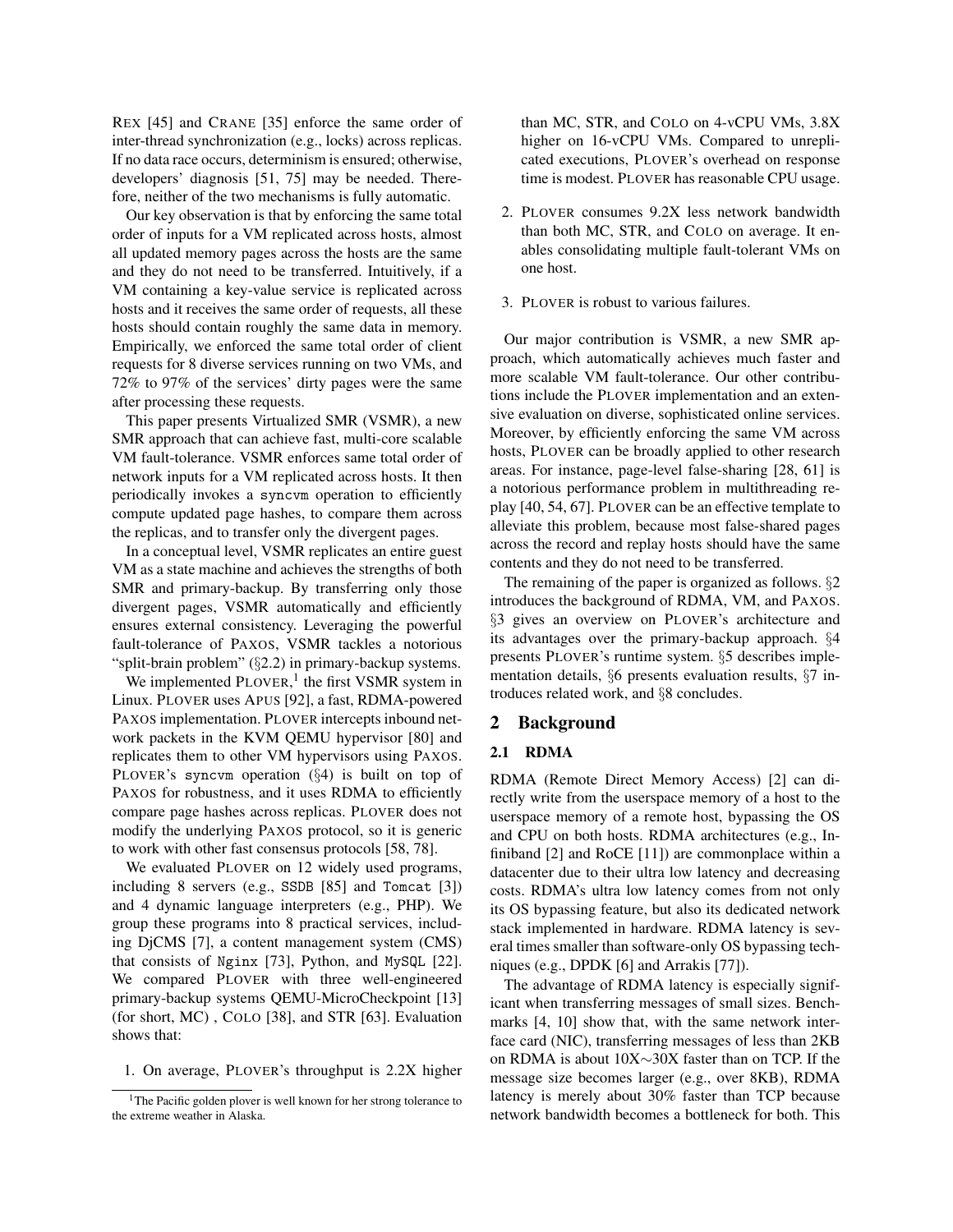REX [45] and CRANE [35] enforce the same order of inter-thread synchronization (e.g., locks) across replicas. If no data race occurs, determinism is ensured; otherwise, developers' diagnosis [51, 75] may be needed. Therefore, neither of the two mechanisms is fully automatic.

Our key observation is that by enforcing the same total order of inputs for a VM replicated across hosts, almost all updated memory pages across the hosts are the same and they do not need to be transferred. Intuitively, if a VM containing a key-value service is replicated across hosts and it receives the same order of requests, all these hosts should contain roughly the same data in memory. Empirically, we enforced the same total order of client requests for 8 diverse services running on two VMs, and 72% to 97% of the services' dirty pages were the same after processing these requests.

This paper presents Virtualized SMR (VSMR), a new SMR approach that can achieve fast, multi-core scalable VM fault-tolerance. VSMR enforces same total order of network inputs for a VM replicated across hosts. It then periodically invokes a `syncvm` operation to efficiently compute updated page hashes, to compare them across the replicas, and to transfer only the divergent pages.

In a conceptual level, VSMR replicates an entire guest VM as a state machine and achieves the strengths of both SMR and primary-backup. By transferring only those divergent pages, VSMR automatically and efficiently ensures external consistency. Leveraging the powerful fault-tolerance of PAXOS, VSMR tackles a notorious "split-brain problem" (§2.2) in primary-backup systems.

We implemented PLOVER,[1] the first VSMR system in Linux. PLOVER uses APUS [92], a fast, RDMA-powered PAXOS implementation. PLOVER intercepts inbound network packets in the KVM QEMU hypervisor [80] and replicates them to other VM hypervisors using PAXOS. PLOVER's `syncvm` operation (§4) is built on top of PAXOS for robustness, and it uses RDMA to efficiently compare page hashes across replicas. PLOVER does not modify the underlying PAXOS protocol, so it is generic to work with other fast consensus protocols [58, 78].

We evaluated PLOVER on 12 widely used programs, including 8 servers (e.g., `SSDB` [85] and `Tomcat` [3]) and 4 dynamic language interpreters (e.g., PHP). We group these programs into 8 practical services, including DjCMS [7], a content management system (CMS) that consists of `Nginx` [73], Python, and `MySQL` [22]. We compared PLOVER with three well-engineered primary-backup systems QEMU-MicroCheckpoint [13] (for short, MC) , COLO [38], and STR [63]. Evaluation shows that:

1. On average, PLOVER's throughput is 2.2X higher than MC, STR, and COLO on 4-vCPU VMs, 3.8X higher on 16-vCPU VMs. Compared to unreplicated executions, PLOVER's overhead on response time is modest. PLOVER has reasonable CPU usage.
2. PLOVER consumes 9.2X less network bandwidth than both MC, STR, and COLO on average. It enables consolidating multiple fault-tolerant VMs on one host.
3. PLOVER is robust to various failures.

Our major contribution is VSMR, a new SMR approach, which automatically achieves much faster and more scalable VM fault-tolerance. Our other contributions include the PLOVER implementation and an extensive evaluation on diverse, sophisticated online services. Moreover, by efficiently enforcing the same VM across hosts, PLOVER can be broadly applied to other research areas. For instance, page-level false-sharing [28, 61] is a notorious performance problem in multithreading replay [40, 54, 67]. PLOVER can be an effective template to alleviate this problem, because most false-shared pages across the record and replay hosts should have the same contents and they do not need to be transferred.

The remaining of the paper is organized as follows. §2 introduces the background of RDMA, VM, and PAXOS. §3 gives an overview on PLOVER's architecture and its advantages over the primary-backup approach. §4 presents PLOVER's runtime system. §5 describes implementation details, §6 presents evaluation results, §7 introduces related work, and §8 concludes.

## 2 Background

### 2.1 RDMA

RDMA (Remote Direct Memory Access) [2] can directly write from the userspace memory of a host to the userspace memory of a remote host, bypassing the OS and CPU on both hosts. RDMA architectures (e.g., Infiniband [2] and RoCE [11]) are commonplace within a datacenter due to their ultra low latency and decreasing costs. RDMA's ultra low latency comes from not only its OS bypassing feature, but also its dedicated network stack implemented in hardware. RDMA latency is several times smaller than software-only OS bypassing techniques (e.g., DPDK [6] and Arrakis [77]).

The advantage of RDMA latency is especially significant when transferring messages of small sizes. Benchmarks [4, 10] show that, with the same network interface card (NIC), transferring messages of less than 2KB on RDMA is about 10X∼30X faster than on TCP. If the message size becomes larger (e.g., over 8KB), RDMA latency is merely about 30% faster than TCP because network bandwidth becomes a bottleneck for both. This

[1] The Pacific golden plover is well known for her strong tolerance to the extreme weather in Alaska.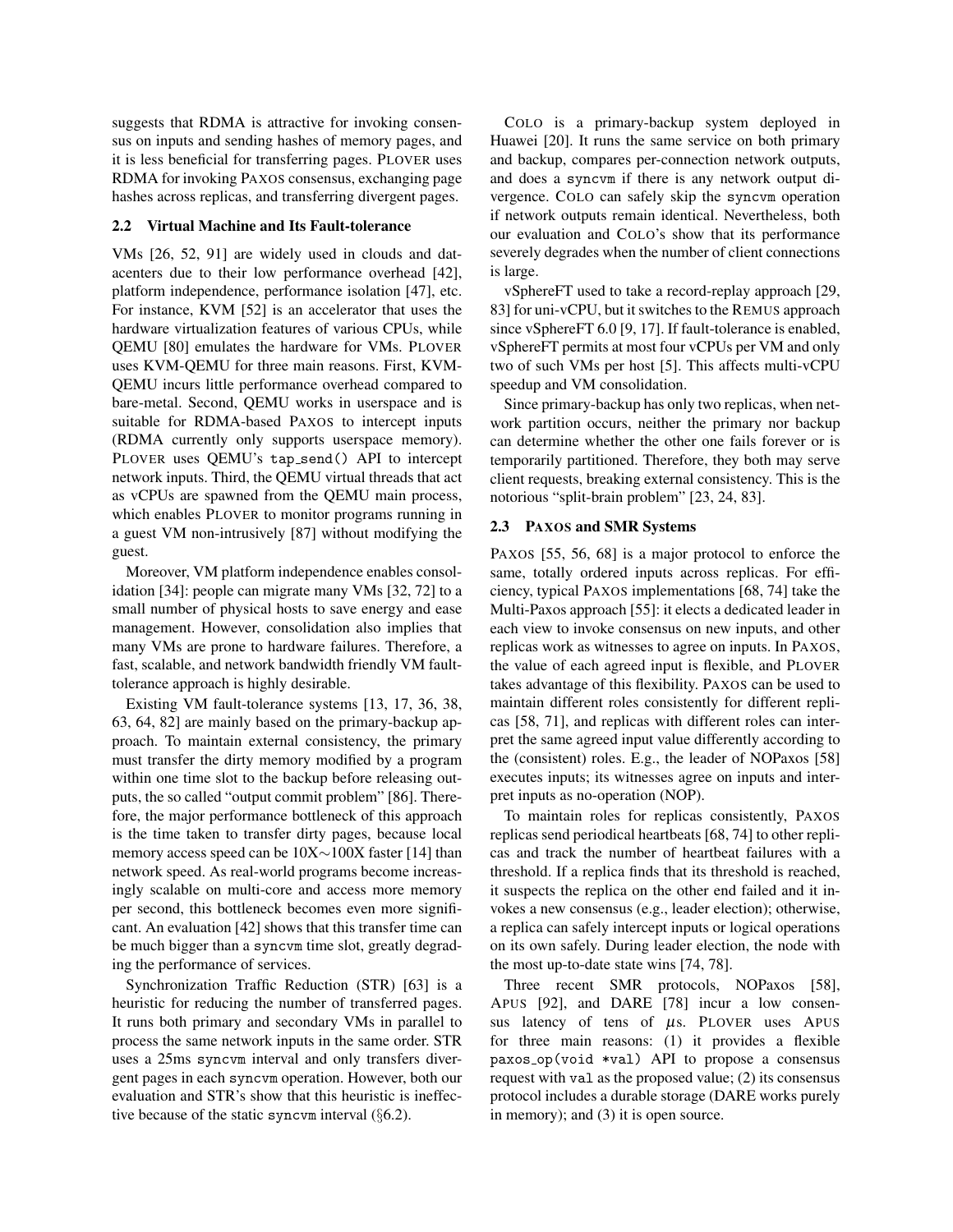suggests that RDMA is attractive for invoking consensus on inputs and sending hashes of memory pages, and it is less beneficial for transferring pages. PLOVER uses RDMA for invoking PAXOS consensus, exchanging page hashes across replicas, and transferring divergent pages.

### 2.2 Virtual Machine and Its Fault-tolerance

VMs [26, 52, 91] are widely used in clouds and datacenters due to their low performance overhead [42], platform independence, performance isolation [47], etc. For instance, KVM [52] is an accelerator that uses the hardware virtualization features of various CPUs, while QEMU [80] emulates the hardware for VMs. PLOVER uses KVM-QEMU for three main reasons. First, KVM-QEMU incurs little performance overhead compared to bare-metal. Second, QEMU works in userspace and is suitable for RDMA-based PAXOS to intercept inputs (RDMA currently only supports userspace memory). PLOVER uses QEMU's `tap_send()` API to intercept network inputs. Third, the QEMU virtual threads that act as vCPUs are spawned from the QEMU main process, which enables PLOVER to monitor programs running in a guest VM non-intrusively [87] without modifying the guest.

Moreover, VM platform independence enables consolidation [34]: people can migrate many VMs [32, 72] to a small number of physical hosts to save energy and ease management. However, consolidation also implies that many VMs are prone to hardware failures. Therefore, a fast, scalable, and network bandwidth friendly VM fault-tolerance approach is highly desirable.

Existing VM fault-tolerance systems [13, 17, 36, 38, 63, 64, 82] are mainly based on the primary-backup approach. To maintain external consistency, the primary must transfer the dirty memory modified by a program within one time slot to the backup before releasing outputs, the so called "output commit problem" [86]. Therefore, the major performance bottleneck of this approach is the time taken to transfer dirty pages, because local memory access speed can be 10X$\sim$100X faster [14] than network speed. As real-world programs become increasingly scalable on multi-core and access more memory per second, this bottleneck becomes even more significant. An evaluation [42] shows that this transfer time can be much bigger than a `syncvm` time slot, greatly degrading the performance of services.

Synchronization Traffic Reduction (STR) [63] is a heuristic for reducing the number of transferred pages. It runs both primary and secondary VMs in parallel to process the same network inputs in the same order. STR uses a 25ms `syncvm` interval and only transfers divergent pages in each `syncvm` operation. However, both our evaluation and STR's show that this heuristic is ineffective because of the static `syncvm` interval (§6.2).

COLO is a primary-backup system deployed in Huawei [20]. It runs the same service on both primary and backup, compares per-connection network outputs, and does a `syncvm` if there is any network output divergence. COLO can safely skip the `syncvm` operation if network outputs remain identical. Nevertheless, both our evaluation and COLO's show that its performance severely degrades when the number of client connections is large.

vSphereFT used to take a record-replay approach [29, 83] for uni-vCPU, but it switches to the REMUS approach since vSphereFT 6.0 [9, 17]. If fault-tolerance is enabled, vSphereFT permits at most four vCPUs per VM and only two of such VMs per host [5]. This affects multi-vCPU speedup and VM consolidation.

Since primary-backup has only two replicas, when network partition occurs, neither the primary nor backup can determine whether the other one fails forever or is temporarily partitioned. Therefore, they both may serve client requests, breaking external consistency. This is the notorious "split-brain problem" [23, 24, 83].

### 2.3 PAXOS and SMR Systems

PAXOS [55, 56, 68] is a major protocol to enforce the same, totally ordered inputs across replicas. For efficiency, typical PAXOS implementations [68, 74] take the Multi-Paxos approach [55]: it elects a dedicated leader in each view to invoke consensus on new inputs, and other replicas work as witnesses to agree on inputs. In PAXOS, the value of each agreed input is flexible, and PLOVER takes advantage of this flexibility. PAXOS can be used to maintain different roles consistently for different replicas [58, 71], and replicas with different roles can interpret the same agreed input value differently according to the (consistent) roles. E.g., the leader of NOPaxos [58] executes inputs; its witnesses agree on inputs and interpret inputs as no-operation (NOP).

To maintain roles for replicas consistently, PAXOS replicas send periodical heartbeats [68, 74] to other replicas and track the number of heartbeat failures with a threshold. If a replica finds that its threshold is reached, it suspects the replica on the other end failed and it invokes a new consensus (e.g., leader election); otherwise, a replica can safely intercept inputs or logical operations on its own safely. During leader election, the node with the most up-to-date state wins [74, 78].

Three recent SMR protocols, NOPaxos [58], APUS [92], and DARE [78] incur a low consensus latency of tens of $\mu$s. PLOVER uses APUS for three main reasons: (1) it provides a flexible `paxos_op(void *val)` API to propose a consensus request with `val` as the proposed value; (2) its consensus protocol includes a durable storage (DARE works purely in memory); and (3) it is open source.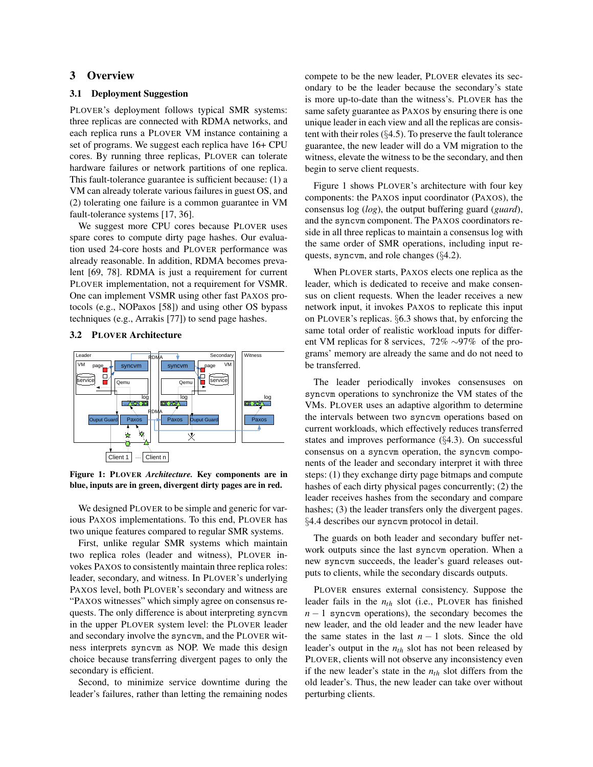## 3 Overview

### 3.1 Deployment Suggestion

PLOVER's deployment follows typical SMR systems: three replicas are connected with RDMA networks, and each replica runs a PLOVER VM instance containing a set of programs. We suggest each replica have 16+ CPU cores. By running three replicas, PLOVER can tolerate hardware failures or network partitions of one replica. This fault-tolerance guarantee is sufficient because: (1) a VM can already tolerate various failures in guest OS, and (2) tolerating one failure is a common guarantee in VM fault-tolerance systems [17, 36].

We suggest more CPU cores because PLOVER uses spare cores to compute dirty page hashes. Our evaluation used 24-core hosts and PLOVER performance was already reasonable. In addition, RDMA becomes prevalent [69, 78]. RDMA is just a requirement for current PLOVER implementation, not a requirement for VSMR. One can implement VSMR using other fast PAXOS protocols (e.g., NOPaxos [58]) and using other OS bypass techniques (e.g., Arrakis [77]) to send page hashes.

### 3.2 PLOVER Architecture

**Figure 1: PLOVER *Architecture.* Key components are in blue, inputs are in green, divergent dirty pages are in red.**

We designed PLOVER to be simple and generic for various PAXOS implementations. To this end, PLOVER has two unique features compared to regular SMR systems.

First, unlike regular SMR systems which maintain two replica roles (leader and witness), PLOVER invokes PAXOS to consistently maintain three replica roles: leader, secondary, and witness. In PLOVER's underlying PAXOS level, both PLOVER's secondary and witness are "PAXOS witnesses" which simply agree on consensus requests. The only difference is about interpreting `syncvm` in the upper PLOVER system level: the PLOVER leader and secondary involve the `syncvm`, and the PLOVER witness interprets `syncvm` as NOP. We made this design choice because transferring divergent pages to only the secondary is efficient.

Second, to minimize service downtime during the leader's failures, rather than letting the remaining nodes compete to be the new leader, PLOVER elevates its secondary to be the leader because the secondary's state is more up-to-date than the witness's. PLOVER has the same safety guarantee as PAXOS by ensuring there is one unique leader in each view and all the replicas are consistent with their roles (§4.5). To preserve the fault tolerance guarantee, the new leader will do a VM migration to the witness, elevate the witness to be the secondary, and then begin to serve client requests.

Figure 1 shows PLOVER's architecture with four key components: the PAXOS input coordinator (PAXOS), the consensus log (*log*), the output buffering guard (*guard*), and the `syncvm` component. The PAXOS coordinators reside in all three replicas to maintain a consensus log with the same order of SMR operations, including input requests, `syncvm`, and role changes (§4.2).

When PLOVER starts, PAXOS elects one replica as the leader, which is dedicated to receive and make consensus on client requests. When the leader receives a new network input, it invokes PAXOS to replicate this input on PLOVER's replicas. §6.3 shows that, by enforcing the same total order of realistic workload inputs for different VM replicas for 8 services, 72% ∼97% of the programs' memory are already the same and do not need to be transferred.

The leader periodically invokes consensuses on `syncvm` operations to synchronize the VM states of the VMs. PLOVER uses an adaptive algorithm to determine the intervals between two `syncvm` operations based on current workloads, which effectively reduces transferred states and improves performance (§4.3). On successful consensus on a `syncvm` operation, the `syncvm` components of the leader and secondary interpret it with three steps: (1) they exchange dirty page bitmaps and compute hashes of each dirty physical pages concurrently; (2) the leader receives hashes from the secondary and compare hashes; (3) the leader transfers only the divergent pages. §4.4 describes our `syncvm` protocol in detail.

The guards on both leader and secondary buffer network outputs since the last `syncvm` operation. When a new `syncvm` succeeds, the leader's guard releases outputs to clients, while the secondary discards outputs.

PLOVER ensures external consistency. Suppose the leader fails in the $n_{th}$ slot (i.e., PLOVER has finished $n-1$ `syncvm` operations), the secondary becomes the new leader, and the old leader and the new leader have the same states in the last $n-1$ slots. Since the old leader's output in the $n_{th}$ slot has not been released by PLOVER, clients will not observe any inconsistency even if the new leader's state in the $n_{th}$ slot differs from the old leader's. Thus, the new leader can take over without perturbing clients.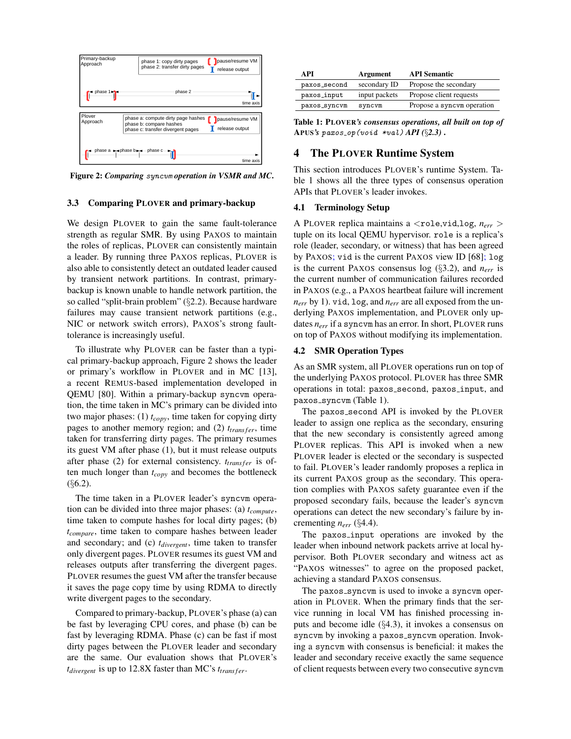Primary-backup Approach

phase 1: copy dirty pages
phase 2: transfer dirty pages

pause/resume VM
release output

phase 1 phase 2 time axis

Plover Approach

phase a: compute dirty page hashes
phase b: compare hashes
phase c: transfer divergent pages

pause/resume VM
release output

phase a phase b phase c time axis

**Figure 2:** *Comparing* `syncvm` *operation in VSMR and MC.*

### 3.3 Comparing PLOVER and primary-backup

We design PLOVER to gain the same fault-tolerance strength as regular SMR. By using PAXOS to maintain the roles of replicas, PLOVER can consistently maintain a leader. By running three PAXOS replicas, PLOVER is also able to consistently detect an outdated leader caused by transient network partitions. In contrast, primary-backup is known unable to handle network partition, the so called "split-brain problem" (§2.2). Because hardware failures may cause transient network partitions (e.g., NIC or network switch errors), PAXOS's strong fault-tolerance is increasingly useful.

To illustrate why PLOVER can be faster than a typical primary-backup approach, Figure 2 shows the leader or primary's workflow in PLOVER and in MC [13], a recent REMUS-based implementation developed in QEMU [80]. Within a primary-backup `syncvm` operation, the time taken in MC's primary can be divided into two major phases: (1) $t_{copy}$, time taken for copying dirty pages to another memory region; and (2) $t_{transfer}$, time taken for transferring dirty pages. The primary resumes its guest VM after phase (1), but it must release outputs after phase (2) for external consistency. $t_{transfer}$ is often much longer than $t_{copy}$ and becomes the bottleneck (§6.2).

The time taken in a PLOVER leader's `syncvm` operation can be divided into three major phases: (a) $t_{compute}$, time taken to compute hashes for local dirty pages; (b) $t_{compare}$, time taken to compare hashes between leader and secondary; and (c) $t_{divergent}$, time taken to transfer only divergent pages. PLOVER resumes its guest VM and releases outputs after transferring the divergent pages. PLOVER resumes the guest VM after the transfer because it saves the page copy time by using RDMA to directly write divergent pages to the secondary.

Compared to primary-backup, PLOVER's phase (a) can be fast by leveraging CPU cores, and phase (b) can be fast by leveraging RDMA. Phase (c) can be fast if most dirty pages between the PLOVER leader and secondary are the same. Our evaluation shows that PLOVER's $t_{divergent}$ is up to 12.8X faster than MC's $t_{transfer}$.

| API | Argument | API Semantic |
|---|---|---|
| `paxos_second` | secondary ID | Propose the secondary |
| `paxos_input` | input packets | Propose client requests |
| `paxos_syncvm` | `syncvm` | Propose a `syncvm` operation |

**Table 1:** PLOVER*'s consensus operations, all built on top of* APUS*'s* `paxos_op(void *val)` *API (§2.3)* .

## 4 The PLOVER Runtime System

This section introduces PLOVER's runtime System. Table 1 shows all the three types of consensus operation APIs that PLOVER's leader invokes.

### 4.1 Terminology Setup

A PLOVER replica maintains a <`role`,`vid`,`log`, $n_{err}$ > tuple on its local QEMU hypervisor. `role` is a replica's role (leader, secondary, or witness) that has been agreed by PAXOS; `vid` is the current PAXOS view ID [68]; `log` is the current PAXOS consensus log (§3.2), and $n_{err}$ is the current number of communication failures recorded in PAXOS (e.g., a PAXOS heartbeat failure will increment $n_{err}$ by 1). `vid`, `log`, and $n_{err}$ are all exposed from the underlying PAXOS implementation, and PLOVER only updates $n_{err}$ if a `syncvm` has an error. In short, PLOVER runs on top of PAXOS without modifying its implementation.

### 4.2 SMR Operation Types

As an SMR system, all PLOVER operations run on top of the underlying PAXOS protocol. PLOVER has three SMR operations in total: `paxos_second`, `paxos_input`, and `paxos_syncvm` (Table 1).

The `paxos_second` API is invoked by the PLOVER leader to assign one replica as the secondary, ensuring that the new secondary is consistently agreed among PLOVER replicas. This API is invoked when a new PLOVER leader is elected or the secondary is suspected to fail. PLOVER's leader randomly proposes a replica in its current PAXOS group as the secondary. This operation complies with PAXOS safety guarantee even if the proposed secondary fails, because the leader's `syncvm` operations can detect the new secondary's failure by incrementing $n_{err}$ (§4.4).

The `paxos_input` operations are invoked by the leader when inbound network packets arrive at local hypervisor. Both PLOVER secondary and witness act as "PAXOS witnesses" to agree on the proposed packet, achieving a standard PAXOS consensus.

The `paxos_syncvm` is used to invoke a `syncvm` operation in PLOVER. When the primary finds that the service running in local VM has finished processing inputs and become idle (§4.3), it invokes a consensus on `syncvm` by invoking a `paxos_syncvm` operation. Invoking a `syncvm` with consensus is beneficial: it makes the leader and secondary receive exactly the same sequence of client requests between every two consecutive `syncvm`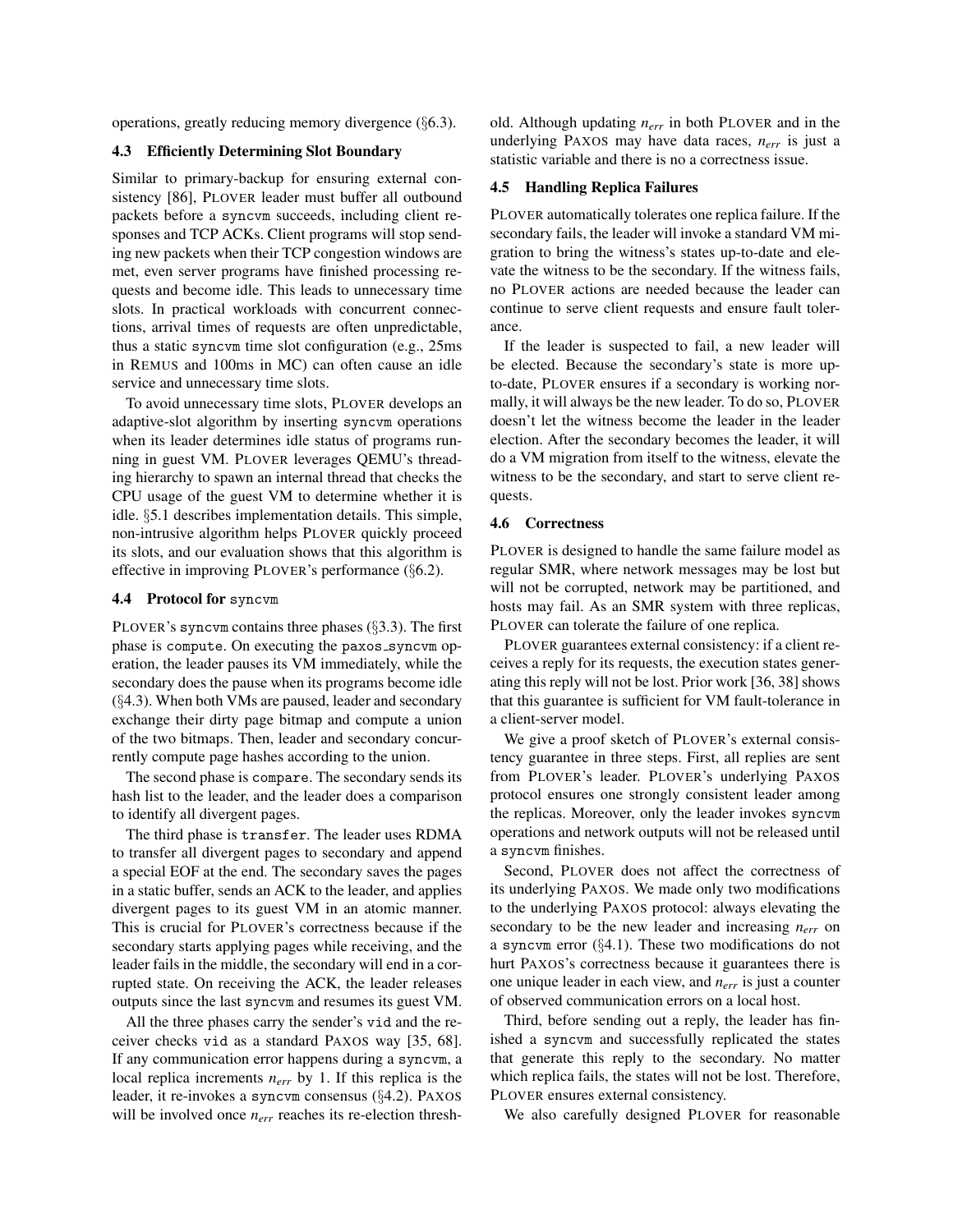operations, greatly reducing memory divergence (§6.3).

### 4.3 Efficiently Determining Slot Boundary

Similar to primary-backup for ensuring external consistency [86], PLOVER leader must buffer all outbound packets before a `syncvm` succeeds, including client responses and TCP ACKs. Client programs will stop sending new packets when their TCP congestion windows are met, even server programs have finished processing requests and become idle. This leads to unnecessary time slots. In practical workloads with concurrent connections, arrival times of requests are often unpredictable, thus a static `syncvm` time slot configuration (e.g., 25ms in REMUS and 100ms in MC) can often cause an idle service and unnecessary time slots.

To avoid unnecessary time slots, PLOVER develops an adaptive-slot algorithm by inserting `syncvm` operations when its leader determines idle status of programs running in guest VM. PLOVER leverages QEMU's threading hierarchy to spawn an internal thread that checks the CPU usage of the guest VM to determine whether it is idle. §5.1 describes implementation details. This simple, non-intrusive algorithm helps PLOVER quickly proceed its slots, and our evaluation shows that this algorithm is effective in improving PLOVER's performance (§6.2).

### 4.4 Protocol for `syncvm`

PLOVER's `syncvm` contains three phases (§3.3). The first phase is `compute`. On executing the `paxos_syncvm` operation, the leader pauses its VM immediately, while the secondary does the pause when its programs become idle (§4.3). When both VMs are paused, leader and secondary exchange their dirty page bitmap and compute a union of the two bitmaps. Then, leader and secondary concurrently compute page hashes according to the union.

The second phase is `compare`. The secondary sends its hash list to the leader, and the leader does a comparison to identify all divergent pages.

The third phase is `transfer`. The leader uses RDMA to transfer all divergent pages to secondary and append a special EOF at the end. The secondary saves the pages in a static buffer, sends an ACK to the leader, and applies divergent pages to its guest VM in an atomic manner. This is crucial for PLOVER's correctness because if the secondary starts applying pages while receiving, and the leader fails in the middle, the secondary will end in a corrupted state. On receiving the ACK, the leader releases outputs since the last `syncvm` and resumes its guest VM.

All the three phases carry the sender's `vid` and the receiver checks `vid` as a standard PAXOS way [35, 68]. If any communication error happens during a `syncvm`, a local replica increments $n_{err}$ by 1. If this replica is the leader, it re-invokes a `syncvm` consensus (§4.2). PAXOS will be involved once $n_{err}$ reaches its re-election threshold. Although updating $n_{err}$ in both PLOVER and in the underlying PAXOS may have data races, $n_{err}$ is just a statistic variable and there is no a correctness issue.

### 4.5 Handling Replica Failures

PLOVER automatically tolerates one replica failure. If the secondary fails, the leader will invoke a standard VM migration to bring the witness's states up-to-date and elevate the witness to be the secondary. If the witness fails, no PLOVER actions are needed because the leader can continue to serve client requests and ensure fault tolerance.

If the leader is suspected to fail, a new leader will be elected. Because the secondary's state is more up-to-date, PLOVER ensures if a secondary is working normally, it will always be the new leader. To do so, PLOVER doesn't let the witness become the leader in the leader election. After the secondary becomes the leader, it will do a VM migration from itself to the witness, elevate the witness to be the secondary, and start to serve client requests.

### 4.6 Correctness

PLOVER is designed to handle the same failure model as regular SMR, where network messages may be lost but will not be corrupted, network may be partitioned, and hosts may fail. As an SMR system with three replicas, PLOVER can tolerate the failure of one replica.

PLOVER guarantees external consistency: if a client receives a reply for its requests, the execution states generating this reply will not be lost. Prior work [36, 38] shows that this guarantee is sufficient for VM fault-tolerance in a client-server model.

We give a proof sketch of PLOVER's external consistency guarantee in three steps. First, all replies are sent from PLOVER's leader. PLOVER's underlying PAXOS protocol ensures one strongly consistent leader among the replicas. Moreover, only the leader invokes `syncvm` operations and network outputs will not be released until a `syncvm` finishes.

Second, PLOVER does not affect the correctness of its underlying PAXOS. We made only two modifications to the underlying PAXOS protocol: always elevating the secondary to be the new leader and increasing $n_{err}$ on a `syncvm` error (§4.1). These two modifications do not hurt PAXOS's correctness because it guarantees there is one unique leader in each view, and $n_{err}$ is just a counter of observed communication errors on a local host.

Third, before sending out a reply, the leader has finished a `syncvm` and successfully replicated the states that generate this reply to the secondary. No matter which replica fails, the states will not be lost. Therefore, PLOVER ensures external consistency.

We also carefully designed PLOVER for reasonable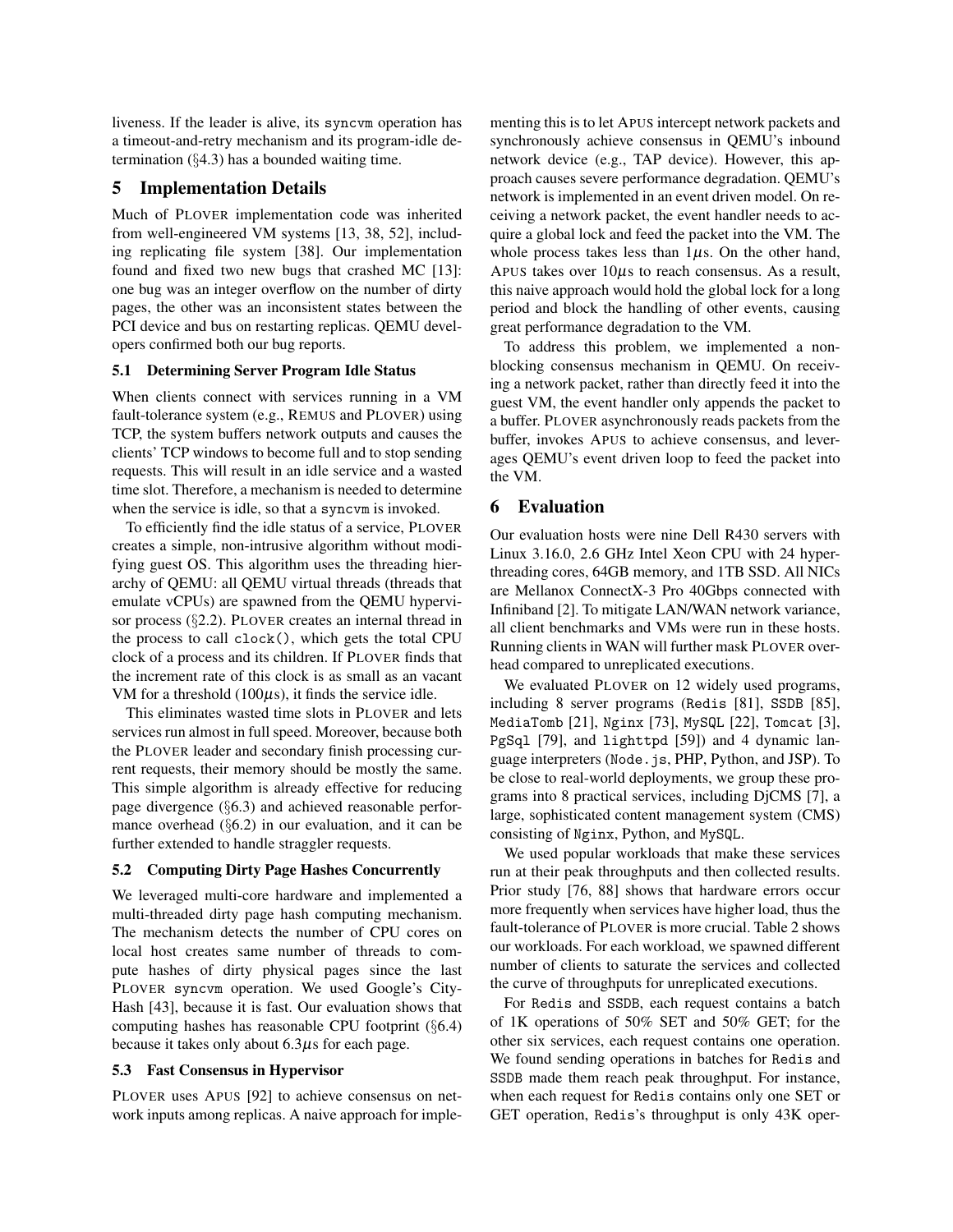liveness. If the leader is alive, its `syncvm` operation has a timeout-and-retry mechanism and its program-idle determination (§4.3) has a bounded waiting time.

## 5 Implementation Details

Much of PLOVER implementation code was inherited from well-engineered VM systems [13, 38, 52], including replicating file system [38]. Our implementation found and fixed two new bugs that crashed MC [13]: one bug was an integer overflow on the number of dirty pages, the other was an inconsistent states between the PCI device and bus on restarting replicas. QEMU developers confirmed both our bug reports.

### 5.1 Determining Server Program Idle Status

When clients connect with services running in a VM fault-tolerance system (e.g., REMUS and PLOVER) using TCP, the system buffers network outputs and causes the clients' TCP windows to become full and to stop sending requests. This will result in an idle service and a wasted time slot. Therefore, a mechanism is needed to determine when the service is idle, so that a `syncvm` is invoked.

To efficiently find the idle status of a service, PLOVER creates a simple, non-intrusive algorithm without modifying guest OS. This algorithm uses the threading hierarchy of QEMU: all QEMU virtual threads (threads that emulate vCPUs) are spawned from the QEMU hypervisor process (§2.2). PLOVER creates an internal thread in the process to call `clock()`, which gets the total CPU clock of a process and its children. If PLOVER finds that the increment rate of this clock is as small as an vacant VM for a threshold ($100\mu$s), it finds the service idle.

This eliminates wasted time slots in PLOVER and lets services run almost in full speed. Moreover, because both the PLOVER leader and secondary finish processing current requests, their memory should be mostly the same. This simple algorithm is already effective for reducing page divergence (§6.3) and achieved reasonable performance overhead (§6.2) in our evaluation, and it can be further extended to handle straggler requests.

### 5.2 Computing Dirty Page Hashes Concurrently

We leveraged multi-core hardware and implemented a multi-threaded dirty page hash computing mechanism. The mechanism detects the number of CPU cores on local host creates same number of threads to compute hashes of dirty physical pages since the last PLOVER `syncvm` operation. We used Google's CityHash [43], because it is fast. Our evaluation shows that computing hashes has reasonable CPU footprint (§6.4) because it takes only about $6.3\mu$s for each page.

### 5.3 Fast Consensus in Hypervisor

PLOVER uses APUS [92] to achieve consensus on network inputs among replicas. A naive approach for implementing this is to let APUS intercept network packets and synchronously achieve consensus in QEMU's inbound network device (e.g., TAP device). However, this approach causes severe performance degradation. QEMU's network is implemented in an event driven model. On receiving a network packet, the event handler needs to acquire a global lock and feed the packet into the VM. The whole process takes less than $1\mu$s. On the other hand, APUS takes over $10\mu$s to reach consensus. As a result, this naive approach would hold the global lock for a long period and block the handling of other events, causing great performance degradation to the VM.

To address this problem, we implemented a non-blocking consensus mechanism in QEMU. On receiving a network packet, rather than directly feed it into the guest VM, the event handler only appends the packet to a buffer. PLOVER asynchronously reads packets from the buffer, invokes APUS to achieve consensus, and leverages QEMU's event driven loop to feed the packet into the VM.

## 6 Evaluation

Our evaluation hosts were nine Dell R430 servers with Linux 3.16.0, 2.6 GHz Intel Xeon CPU with 24 hyper-threading cores, 64GB memory, and 1TB SSD. All NICs are Mellanox ConnectX-3 Pro 40Gbps connected with Infiniband [2]. To mitigate LAN/WAN network variance, all client benchmarks and VMs were run in these hosts. Running clients in WAN will further mask PLOVER overhead compared to unreplicated executions.

We evaluated PLOVER on 12 widely used programs, including 8 server programs (`Redis` [81], `SSDB` [85], `MediaTomb` [21], `Nginx` [73], `MySQL` [22], `Tomcat` [3], `PgSql` [79], and `lighttpd` [59]) and 4 dynamic language interpreters (`Node.js`, PHP, Python, and JSP). To be close to real-world deployments, we group these programs into 8 practical services, including DjCMS [7], a large, sophisticated content management system (CMS) consisting of `Nginx`, Python, and `MySQL`.

We used popular workloads that make these services run at their peak throughputs and then collected results. Prior study [76, 88] shows that hardware errors occur more frequently when services have higher load, thus the fault-tolerance of PLOVER is more crucial. Table 2 shows our workloads. For each workload, we spawned different number of clients to saturate the services and collected the curve of throughputs for unreplicated executions.

For `Redis` and `SSDB`, each request contains a batch of 1K operations of 50% SET and 50% GET; for the other six services, each request contains one operation. We found sending operations in batches for `Redis` and `SSDB` made them reach peak throughput. For instance, when each request for `Redis` contains only one SET or GET operation, `Redis`'s throughput is only 43K oper-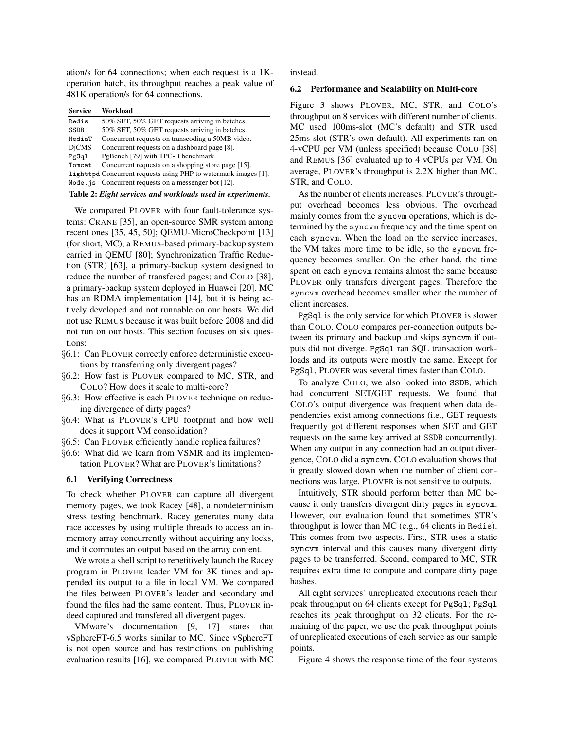ation/s for 64 connections; when each request is a 1K-operation batch, its throughput reaches a peak value of 481K operation/s for 64 connections.

| Service | Workload |
|---|---|
| Redis | 50% SET, 50% GET requests arriving in batches. |
| SSDB | 50% SET, 50% GET requests arriving in batches. |
| MediaT | Concurrent requests on transcoding a 50MB video. |
| DjCMS | Concurrent requests on a dashboard page [8]. |
| PgSql | PgBench [79] with TPC-B benchmark. |
| Tomcat | Concurrent requests on a shopping store page [15]. |
| lighttpd | Concurrent requests using PHP to watermark images [1]. |
| Node.js | Concurrent requests on a messenger bot [12]. |

**Table 2:** ***Eight services and workloads used in experiments.***

We compared PLOVER with four fault-tolerance systems: CRANE [35], an open-source SMR system among recent ones [35, 45, 50]; QEMU-MicroCheckpoint [13] (for short, MC), a REMUS-based primary-backup system carried in QEMU [80]; Synchronization Traffic Reduction (STR) [63], a primary-backup system designed to reduce the number of transfered pages; and COLO [38], a primary-backup system deployed in Huawei [20]. MC has an RDMA implementation [14], but it is being actively developed and not runnable on our hosts. We did not use REMUS because it was built before 2008 and did not run on our hosts. This section focuses on six questions:

- §6.1: Can PLOVER correctly enforce deterministic executions by transferring only divergent pages?
- §6.2: How fast is PLOVER compared to MC, STR, and COLO? How does it scale to multi-core?
- §6.3: How effective is each PLOVER technique on reducing divergence of dirty pages?
- §6.4: What is PLOVER's CPU footprint and how well does it support VM consolidation?
- §6.5: Can PLOVER efficiently handle replica failures?
- §6.6: What did we learn from VSMR and its implementation PLOVER? What are PLOVER's limitations?

### 6.1 Verifying Correctness

To check whether PLOVER can capture all divergent memory pages, we took Racey [48], a nondeterminism stress testing benchmark. Racey generates many data race accesses by using multiple threads to access an in-memory array concurrently without acquiring any locks, and it computes an output based on the array content.

We wrote a shell script to repetitively launch the Racey program in PLOVER leader VM for 3K times and appended its output to a file in local VM. We compared the files between PLOVER's leader and secondary and found the files had the same content. Thus, PLOVER indeed captured and transfered all divergent pages.

VMware's documentation [9, 17] states that vSphereFT-6.5 works similar to MC. Since vSphereFT is not open source and has restrictions on publishing evaluation results [16], we compared PLOVER with MC instead.

### 6.2 Performance and Scalability on Multi-core

Figure 3 shows PLOVER, MC, STR, and COLO's throughput on 8 services with different number of clients. MC used 100ms-slot (MC's default) and STR used 25ms-slot (STR's own default). All experiments ran on 4-vCPU per VM (unless specified) because COLO [38] and REMUS [36] evaluated up to 4 vCPUs per VM. On average, PLOVER's throughput is 2.2X higher than MC, STR, and COLO.

As the number of clients increases, PLOVER's throughput overhead becomes less obvious. The overhead mainly comes from the syncvm operations, which is determined by the syncvm frequency and the time spent on each syncvm. When the load on the service increases, the VM takes more time to be idle, so the syncvm frequency becomes smaller. On the other hand, the time spent on each syncvm remains almost the same because PLOVER only transfers divergent pages. Therefore the syncvm overhead becomes smaller when the number of client increases.

PgSql is the only service for which PLOVER is slower than COLO. COLO compares per-connection outputs between its primary and backup and skips syncvm if outputs did not diverge. PgSql ran SQL transaction workloads and its outputs were mostly the same. Except for PgSql, PLOVER was several times faster than COLO.

To analyze COLO, we also looked into SSDB, which had concurrent SET/GET requests. We found that COLO's output divergence was frequent when data dependencies exist among connections (i.e., GET requests frequently got different responses when SET and GET requests on the same key arrived at SSDB concurrently). When any output in any connection had an output divergence, COLO did a syncvm. COLO evaluation shows that it greatly slowed down when the number of client connections was large. PLOVER is not sensitive to outputs.

Intuitively, STR should perform better than MC because it only transfers divergent dirty pages in syncvm. However, our evaluation found that sometimes STR's throughput is lower than MC (e.g., 64 clients in Redis). This comes from two aspects. First, STR uses a static syncvm interval and this causes many divergent dirty pages to be transferred. Second, compared to MC, STR requires extra time to compute and compare dirty page hashes.

All eight services' unreplicated executions reach their peak throughput on 64 clients except for PgSql; PgSql reaches its peak throughput on 32 clients. For the remaining of the paper, we use the peak throughput points of unreplicated executions of each service as our sample points.

Figure 4 shows the response time of the four systems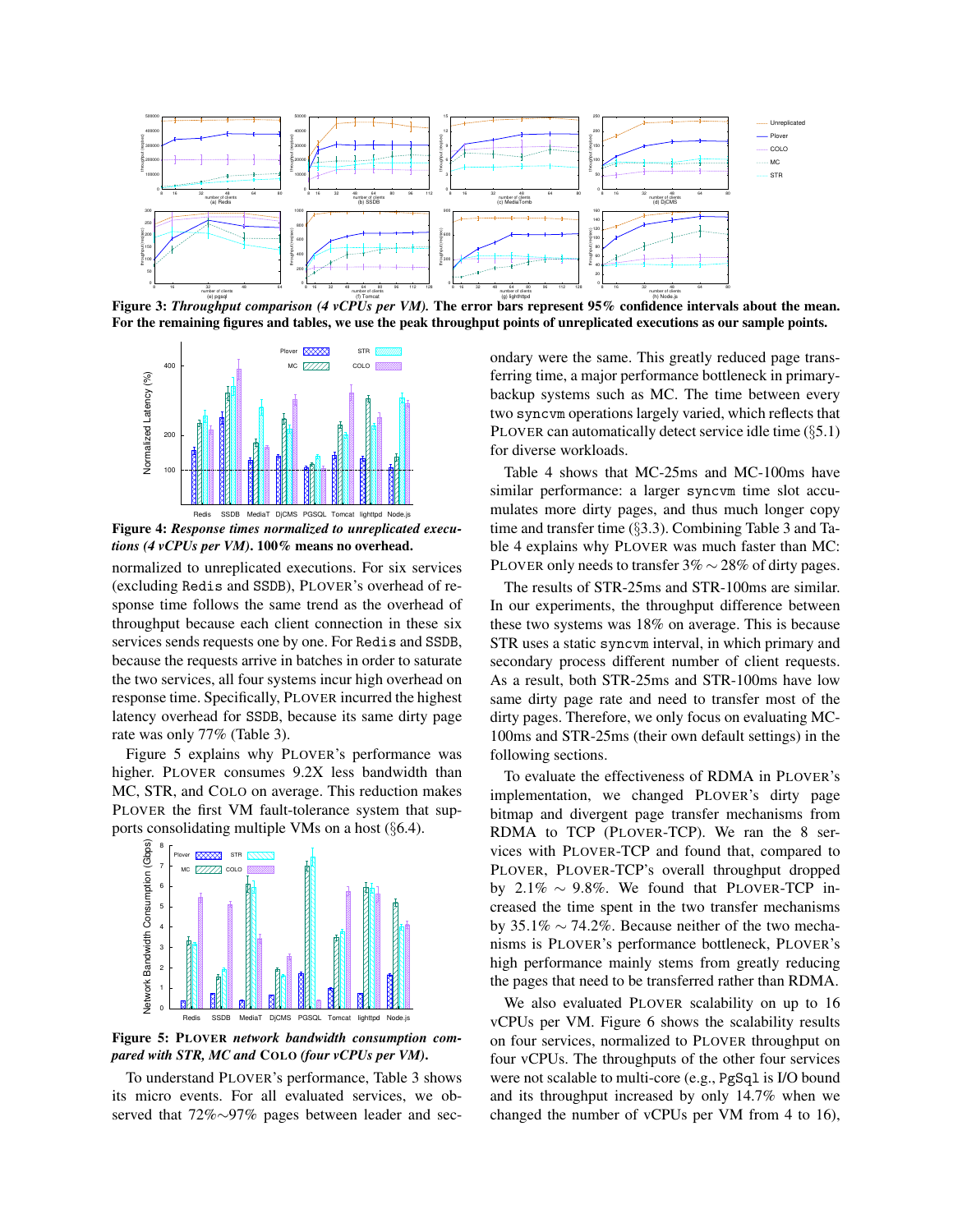**Figure 3:** ***Throughput comparison (4 vCPUs per VM).*** **The error bars represent 95% confidence intervals about the mean. For the remaining figures and tables, we use the peak throughput points of unreplicated executions as our sample points.**

**Figure 4:** ***Response times normalized to unreplicated executions (4 vCPUs per VM).*** **100% means no overhead.**

normalized to unreplicated executions. For six services (excluding `Redis` and `SSDB`), PLOVER's overhead of response time follows the same trend as the overhead of throughput because each client connection in these six services sends requests one by one. For `Redis` and `SSDB`, because the requests arrive in batches in order to saturate the two services, all four systems incur high overhead on response time. Specifically, PLOVER incurred the highest latency overhead for `SSDB`, because its same dirty page rate was only 77% (Table 3).

Figure 5 explains why PLOVER's performance was higher. PLOVER consumes 9.2X less bandwidth than MC, STR, and COLO on average. This reduction makes PLOVER the first VM fault-tolerance system that supports consolidating multiple VMs on a host (§6.4).

**Figure 5:** **PLOVER** ***network bandwidth consumption compared with STR, MC and*** **COLO** ***(four vCPUs per VM).***

To understand PLOVER's performance, Table 3 shows its micro events. For all evaluated services, we observed that 72%∼97% pages between leader and secondary were the same. This greatly reduced page transferring time, a major performance bottleneck in primary-backup systems such as MC. The time between every two `syncvm` operations largely varied, which reflects that PLOVER can automatically detect service idle time (§5.1) for diverse workloads.

Table 4 shows that MC-25ms and MC-100ms have similar performance: a larger `syncvm` time slot accumulates more dirty pages, and thus much longer copy time and transfer time (§3.3). Combining Table 3 and Table 4 explains why PLOVER was much faster than MC: PLOVER only needs to transfer 3% ∼ 28% of dirty pages.

The results of STR-25ms and STR-100ms are similar. In our experiments, the throughput difference between these two systems was 18% on average. This is because STR uses a static `syncvm` interval, in which primary and secondary process different number of client requests. As a result, both STR-25ms and STR-100ms have low same dirty page rate and need to transfer most of the dirty pages. Therefore, we only focus on evaluating MC-100ms and STR-25ms (their own default settings) in the following sections.

To evaluate the effectiveness of RDMA in PLOVER's implementation, we changed PLOVER's dirty page bitmap and divergent page transfer mechanisms from RDMA to TCP (PLOVER-TCP). We ran the 8 services with PLOVER-TCP and found that, compared to PLOVER, PLOVER-TCP's overall throughput dropped by 2.1% ∼ 9.8%. We found that PLOVER-TCP increased the time spent in the two transfer mechanisms by 35.1% ∼ 74.2%. Because neither of the two mechanisms is PLOVER's performance bottleneck, PLOVER's high performance mainly stems from greatly reducing the pages that need to be transferred rather than RDMA.

We also evaluated PLOVER scalability on up to 16 vCPUs per VM. Figure 6 shows the scalability results on four services, normalized to PLOVER throughput on four vCPUs. The throughputs of the other four services were not scalable to multi-core (e.g., `PgSql` is I/O bound and its throughput increased by only 14.7% when we changed the number of vCPUs per VM from 4 to 16),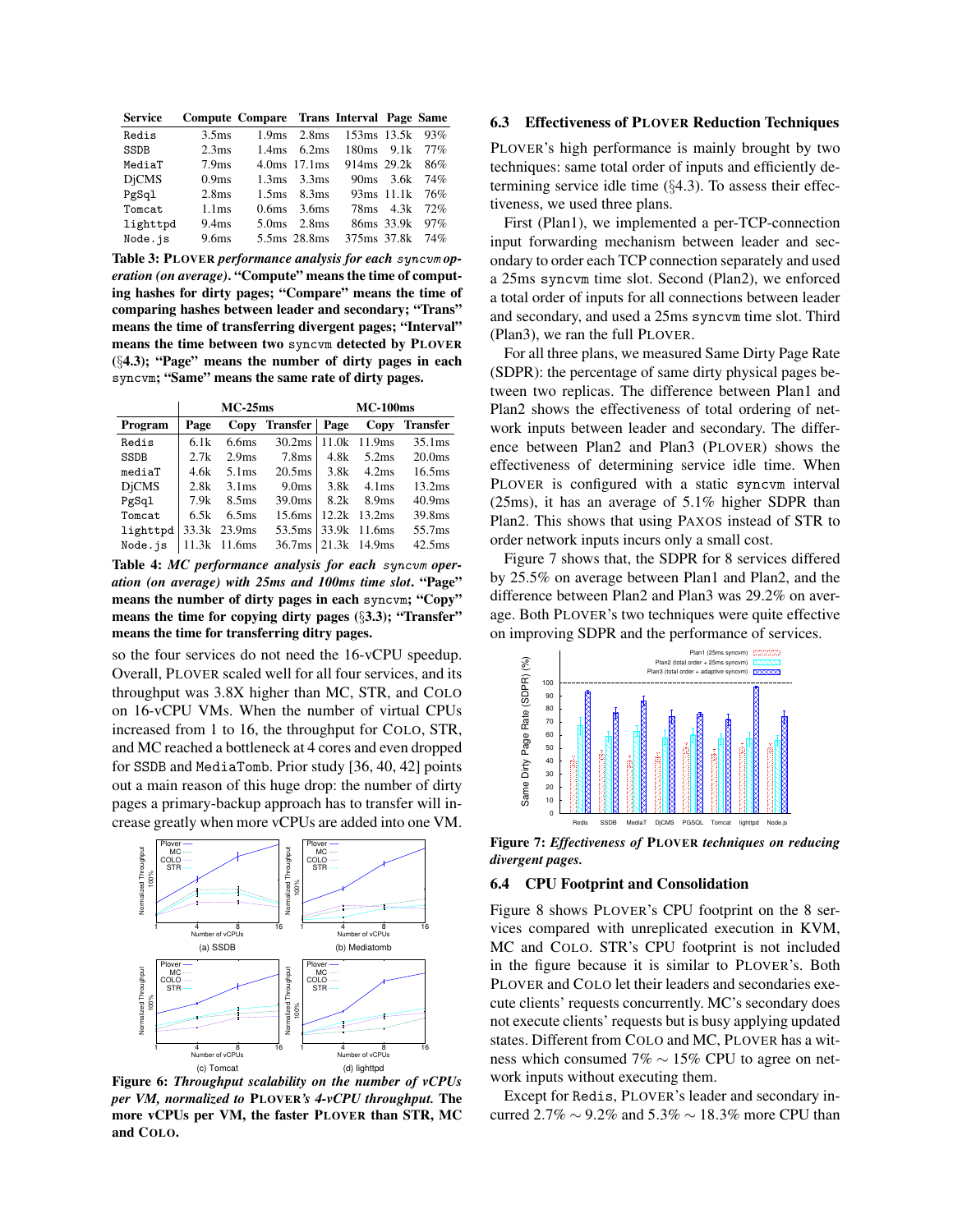| Service | Compute | Compare | Trans | Interval | Page | Same |
|---|---|---|---|---|---|---|
| Redis | 3.5ms | 1.9ms | 2.8ms | 153ms | 13.5k | 93% |
| SSDB | 2.3ms | 1.4ms | 6.2ms | 180ms | 9.1k | 77% |
| MediaT | 7.9ms | 4.0ms | 17.1ms | 914ms | 29.2k | 86% |
| DjCMS | 0.9ms | 1.3ms | 3.3ms | 90ms | 3.6k | 74% |
| PgSql | 2.8ms | 1.5ms | 8.3ms | 93ms | 11.1k | 76% |
| Tomcat | 1.1ms | 0.6ms | 3.6ms | 78ms | 4.3k | 72% |
| lighttpd | 9.4ms | 5.0ms | 2.8ms | 86ms | 33.9k | 97% |
| Node.js | 9.6ms | 5.5ms | 28.8ms | 375ms | 37.8k | 74% |

**Table 3: PLOVER *performance analysis for each* syncvm *operation (on average)*. "Compute" means the time of computing hashes for dirty pages; "Compare" means the time of comparing hashes between leader and secondary; "Trans" means the time of transferring divergent pages; "Interval" means the time between two syncvm detected by PLOVER (§4.3); "Page" means the number of dirty pages in each syncvm; "Same" means the same rate of dirty pages.**

| | MC-25ms | | | MC-100ms | | |
|---|---|---|---|---|---|---|
| Program | Page | Copy | Transfer | Page | Copy | Transfer |
| Redis | 6.1k | 6.6ms | 30.2ms | 11.0k | 11.9ms | 35.1ms |
| SSDB | 2.7k | 2.9ms | 7.8ms | 4.8k | 5.2ms | 20.0ms |
| mediaT | 4.6k | 5.1ms | 20.5ms | 3.8k | 4.2ms | 16.5ms |
| DjCMS | 2.8k | 3.1ms | 9.0ms | 3.8k | 4.1ms | 13.2ms |
| PgSql | 7.9k | 8.5ms | 39.0ms | 8.2k | 8.9ms | 40.9ms |
| Tomcat | 6.5k | 6.5ms | 15.6ms | 12.2k | 13.2ms | 39.8ms |
| lighttpd | 33.3k | 23.9ms | 53.5ms | 33.9k | 11.6ms | 55.7ms |
| Node.js | 11.3k | 11.6ms | 36.7ms | 21.3k | 14.9ms | 42.5ms |

**Table 4: *MC performance analysis for each* syncvm *operation (on average) with 25ms and 100ms time slot*. "Page" means the number of dirty pages in each syncvm; "Copy" means the time for copying dirty pages (§3.3); "Transfer" means the time for transferring ditry pages.**

so the four services do not need the 16-vCPU speedup. Overall, PLOVER scaled well for all four services, and its throughput was 3.8X higher than MC, STR, and COLO on 16-vCPU VMs. When the number of virtual CPUs increased from 1 to 16, the throughput for COLO, STR, and MC reached a bottleneck at 4 cores and even dropped for SSDB and MediaTomb. Prior study [36, 40, 42] points out a main reason of this huge drop: the number of dirty pages in a primary-backup approach has to transfer will increase greatly when more vCPUs are added into one VM.

**Figure 6: *Throughput scalability on the number of vCPUs per VM, normalized to* PLOVER*'s 4-vCPU throughput.* The more vCPUs per VM, the faster PLOVER than STR, MC and COLO.**

## 6.3 Effectiveness of PLOVER Reduction Techniques

PLOVER's high performance is mainly brought by two techniques: same total order of inputs and efficiently determining service idle time (§4.3). To assess their effectiveness, we used three plans.

First (Plan1), we implemented a per-TCP-connection input forwarding mechanism between leader and secondary to order each TCP connection separately and used a 25ms syncvm time slot. Second (Plan2), we enforced a total order of inputs for all connections between leader and secondary, and used a 25ms syncvm time slot. Third (Plan3), we ran the full PLOVER.

For all three plans, we measured Same Dirty Page Rate (SDPR): the percentage of same dirty physical pages between two replicas. The difference between Plan1 and Plan2 shows the effectiveness of total ordering of network inputs between leader and secondary. The difference between Plan2 and Plan3 (PLOVER) shows the effectiveness of determining service idle time. When PLOVER is configured with a static syncvm interval (25ms), it has an average of 5.1% higher SDPR than Plan2. This shows that using PAXOS instead of STR to order network inputs incurs only a small cost.

Figure 7 shows that, the SDPR for 8 services differed by 25.5% on average between Plan1 and Plan2, and the difference between Plan2 and Plan3 was 29.2% on average. Both PLOVER's two techniques were quite effective on improving SDPR and the performance of services.

**Figure 7: *Effectiveness of* PLOVER *techniques on reducing divergent pages.***

## 6.4 CPU Footprint and Consolidation

Figure 8 shows PLOVER's CPU footprint on the 8 services compared with unreplicated execution in KVM, MC and COLO. STR's CPU footprint is not included in the figure because it is similar to PLOVER's. Both PLOVER and COLO let their leaders and secondaries execute clients' requests concurrently. MC's secondary does not execute clients' requests but is busy applying updated states. Different from COLO and MC, PLOVER has a witness which consumed 7% $\sim$ 15% CPU to agree on network inputs without executing them.

Except for Redis, PLOVER's leader and secondary incurred 2.7% $\sim$ 9.2% and 5.3% $\sim$ 18.3% more CPU than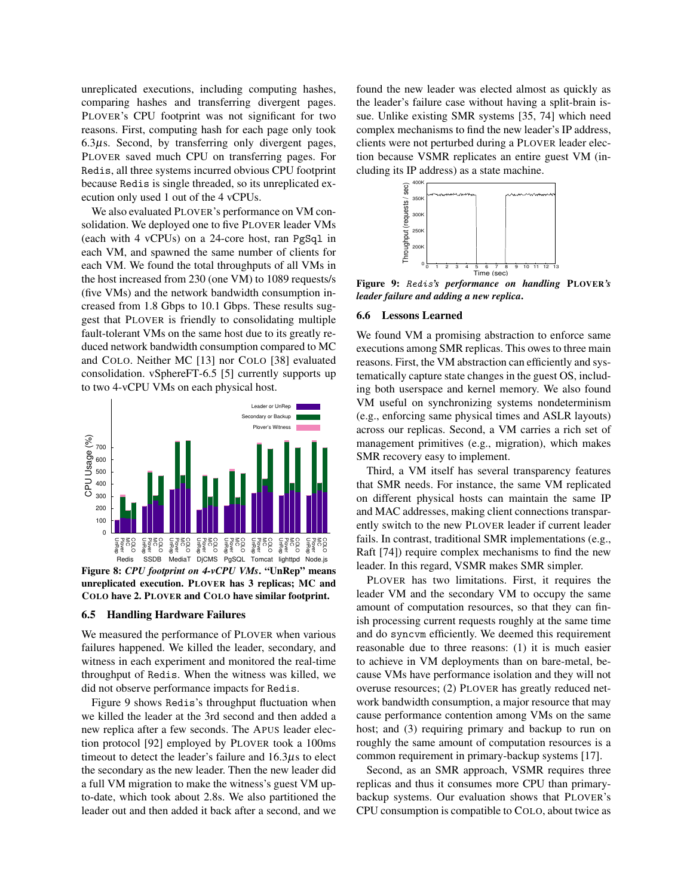unreplicated executions, including computing hashes, comparing hashes and transferring divergent pages. PLOVER's CPU footprint was not significant for two reasons. First, computing hash for each page only took 6.3$\mu$s. Second, by transferring only divergent pages, PLOVER saved much CPU on transferring pages. For Redis, all three systems incurred obvious CPU footprint because Redis is single threaded, so its unreplicated execution only used 1 out of the 4 vCPUs.

We also evaluated PLOVER's performance on VM consolidation. We deployed one to five PLOVER leader VMs (each with 4 vCPUs) on a 24-core host, ran PgSql in each VM, and spawned the same number of clients for each VM. We found the total throughputs of all VMs in the host increased from 230 (one VM) to 1089 requests/s (five VMs) and the network bandwidth consumption increased from 1.8 Gbps to 10.1 Gbps. These results suggest that PLOVER is friendly to consolidating multiple fault-tolerant VMs on the same host due to its greatly reduced network bandwidth consumption compared to MC and COLO. Neither MC [13] nor COLO [38] evaluated consolidation. vSphereFT-6.5 [5] currently supports up to two 4-vCPU VMs on each physical host.

**Figure 8:** ***CPU footprint on 4-vCPU VMs*****. "UnRep" means unreplicated execution. PLOVER has 3 replicas; MC and COLO have 2. PLOVER and COLO have similar footprint.**

### 6.5 Handling Hardware Failures

We measured the performance of PLOVER when various failures happened. We killed the leader, secondary, and witness in each experiment and monitored the real-time throughput of Redis. When the witness was killed, we did not observe performance impacts for Redis.

Figure 9 shows Redis's throughput fluctuation when we killed the leader at the 3rd second and then added a new replica after a few seconds. The APUS leader election protocol [92] employed by PLOVER took a 100ms timeout to detect the leader's failure and 16.3$\mu$s to elect the secondary as the new leader. Then the new leader did a full VM migration to make the witness's guest VM up-to-date, which took about 2.8s. We also partitioned the leader out and then added it back after a second, and we found the new leader was elected almost as quickly as the leader's failure case without having a split-brain issue. Unlike existing SMR systems [35, 74] which need complex mechanisms to find the new leader's IP address, clients were not perturbed during a PLOVER leader election because VSMR replicates an entire guest VM (including its IP address) as a state machine.

**Figure 9:** ***Redis's performance on handling PLOVER's leader failure and adding a new replica.***

### 6.6 Lessons Learned

We found VM a promising abstraction to enforce same executions among SMR replicas. This owes to three main reasons. First, the VM abstraction can efficiently and systematically capture state changes in the guest OS, including both userspace and kernel memory. We also found VM useful on synchronizing systems nondeterminism (e.g., enforcing same physical times and ASLR layouts) across our replicas. Second, a VM carries a rich set of management primitives (e.g., migration), which makes SMR recovery easy to implement.

Third, a VM itself has several transparency features that SMR needs. For instance, the same VM replicated on different physical hosts can maintain the same IP and MAC addresses, making client connections transparently switch to the new PLOVER leader if current leader fails. In contrast, traditional SMR implementations (e.g., Raft [74]) require complex mechanisms to find the new leader. In this regard, VSMR makes SMR simpler.

PLOVER has two limitations. First, it requires the leader VM and the secondary VM to occupy the same amount of computation resources, so that they can finish processing current requests roughly at the same time and do syncvm efficiently. We deemed this requirement reasonable due to three reasons: (1) it is much easier to achieve in VM deployments than on bare-metal, because VMs have performance isolation and they will not overuse resources; (2) PLOVER has greatly reduced network bandwidth consumption, a major resource that may cause performance contention among VMs on the same host; and (3) requiring primary and backup to run on roughly the same amount of computation resources is a common requirement in primary-backup systems [17].

Second, as an SMR approach, VSMR requires three replicas and thus it consumes more CPU than primary-backup systems. Our evaluation shows that PLOVER's CPU consumption is compatible to COLO, about twice as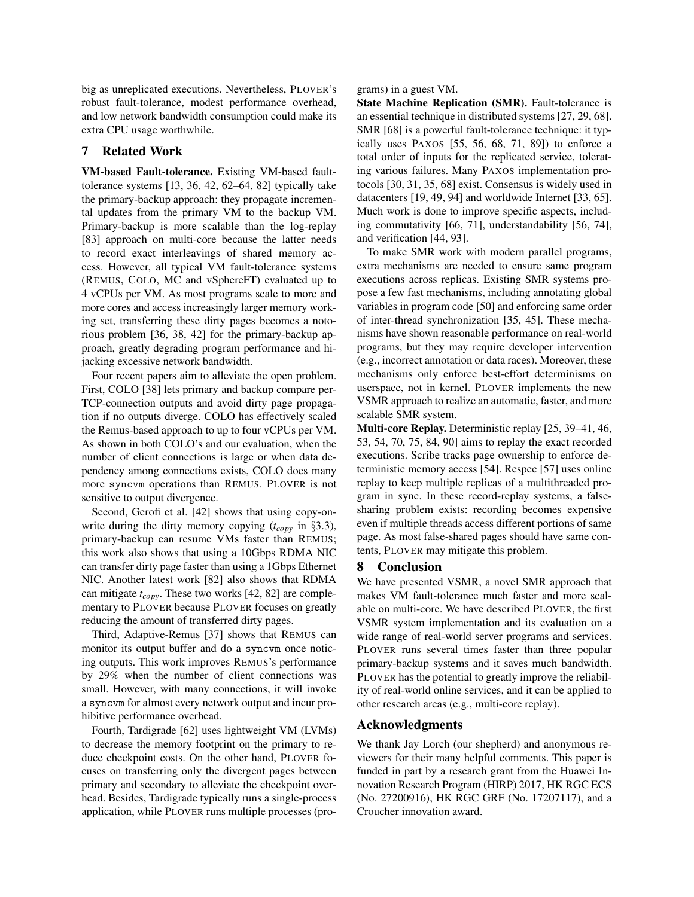big as unreplicated executions. Nevertheless, PLOVER's robust fault-tolerance, modest performance overhead, and low network bandwidth consumption could make its extra CPU usage worthwhile.

## 7 Related Work

**VM-based Fault-tolerance.** Existing VM-based fault-tolerance systems [13, 36, 42, 62–64, 82] typically take the primary-backup approach: they propagate incremental updates from the primary VM to the backup VM. Primary-backup is more scalable than the log-replay [83] approach on multi-core because the latter needs to record exact interleavings of shared memory access. However, all typical VM fault-tolerance systems (REMUS, COLO, MC and vSphereFT) evaluated up to 4 vCPUs per VM. As most programs scale to more and more cores and access increasingly larger memory working set, transferring these dirty pages becomes a notorious problem [36, 38, 42] for the primary-backup approach, greatly degrading program performance and hijacking excessive network bandwidth.

Four recent papers aim to alleviate the open problem. First, COLO [38] lets primary and backup compare per-TCP-connection outputs and avoid dirty page propagation if no outputs diverge. COLO has effectively scaled the Remus-based approach to up to four vCPUs per VM. As shown in both COLO's and our evaluation, when the number of client connections is large or when data dependency among connections exists, COLO does many more `syncvm` operations than REMUS. PLOVER is not sensitive to output divergence.

Second, Gerofi et al. [42] shows that using copy-on-write during the dirty memory copying ($t_{copy}$ in §3.3), primary-backup can resume VMs faster than REMUS; this work also shows that using a 10Gbps RDMA NIC can transfer dirty page faster than using a 1Gbps Ethernet NIC. Another latest work [82] also shows that RDMA can mitigate $t_{copy}$. These two works [42, 82] are complementary to PLOVER because PLOVER focuses on greatly reducing the amount of transferred dirty pages.

Third, Adaptive-Remus [37] shows that REMUS can monitor its output buffer and do a `syncvm` once noticing outputs. This work improves REMUS's performance by 29% when the number of client connections was small. However, with many connections, it will invoke a `syncvm` for almost every network output and incur prohibitive performance overhead.

Fourth, Tardigrade [62] uses lightweight VM (LVMs) to decrease the memory footprint on the primary to reduce checkpoint costs. On the other hand, PLOVER focuses on transferring only the divergent pages between primary and secondary to alleviate the checkpoint overhead. Besides, Tardigrade typically runs a single-process application, while PLOVER runs multiple processes (programs) in a guest VM.

**State Machine Replication (SMR).** Fault-tolerance is an essential technique in distributed systems [27, 29, 68]. SMR [68] is a powerful fault-tolerance technique: it typically uses PAXOS [55, 56, 68, 71, 89]) to enforce a total order of inputs for the replicated service, tolerating various failures. Many PAXOS implementation protocols [30, 31, 35, 68] exist. Consensus is widely used in datacenters [19, 49, 94] and worldwide Internet [33, 65]. Much work is done to improve specific aspects, including commutativity [66, 71], understandability [56, 74], and verification [44, 93].

To make SMR work with modern parallel programs, extra mechanisms are needed to ensure same program executions across replicas. Existing SMR systems propose a few fast mechanisms, including annotating global variables in program code [50] and enforcing same order of inter-thread synchronization [35, 45]. These mechanisms have shown reasonable performance on real-world programs, but they may require developer intervention (e.g., incorrect annotation or data races). Moreover, these mechanisms only enforce best-effort determinisms on userspace, not in kernel. PLOVER implements the new VSMR approach to realize an automatic, faster, and more scalable SMR system.

**Multi-core Replay.** Deterministic replay [25, 39–41, 46, 53, 54, 70, 75, 84, 90] aims to replay the exact recorded executions. Scribe tracks page ownership to enforce deterministic memory access [54]. Respec [57] uses online replay to keep multiple replicas of a multithreaded program in sync. In these record-replay systems, a false-sharing problem exists: recording becomes expensive even if multiple threads access different portions of same page. As most false-shared pages should have same contents, PLOVER may mitigate this problem.

## 8 Conclusion

We have presented VSMR, a novel SMR approach that makes VM fault-tolerance much faster and more scalable on multi-core. We have described PLOVER, the first VSMR system implementation and its evaluation on a wide range of real-world server programs and services. PLOVER runs several times faster than three popular primary-backup systems and it saves much bandwidth. PLOVER has the potential to greatly improve the reliability of real-world online services, and it can be applied to other research areas (e.g., multi-core replay).

## Acknowledgments

We thank Jay Lorch (our shepherd) and anonymous reviewers for their many helpful comments. This paper is funded in part by a research grant from the Huawei Innovation Research Program (HIRP) 2017, HK RGC ECS (No. 27200916), HK RGC GRF (No. 17207117), and a Croucher innovation award.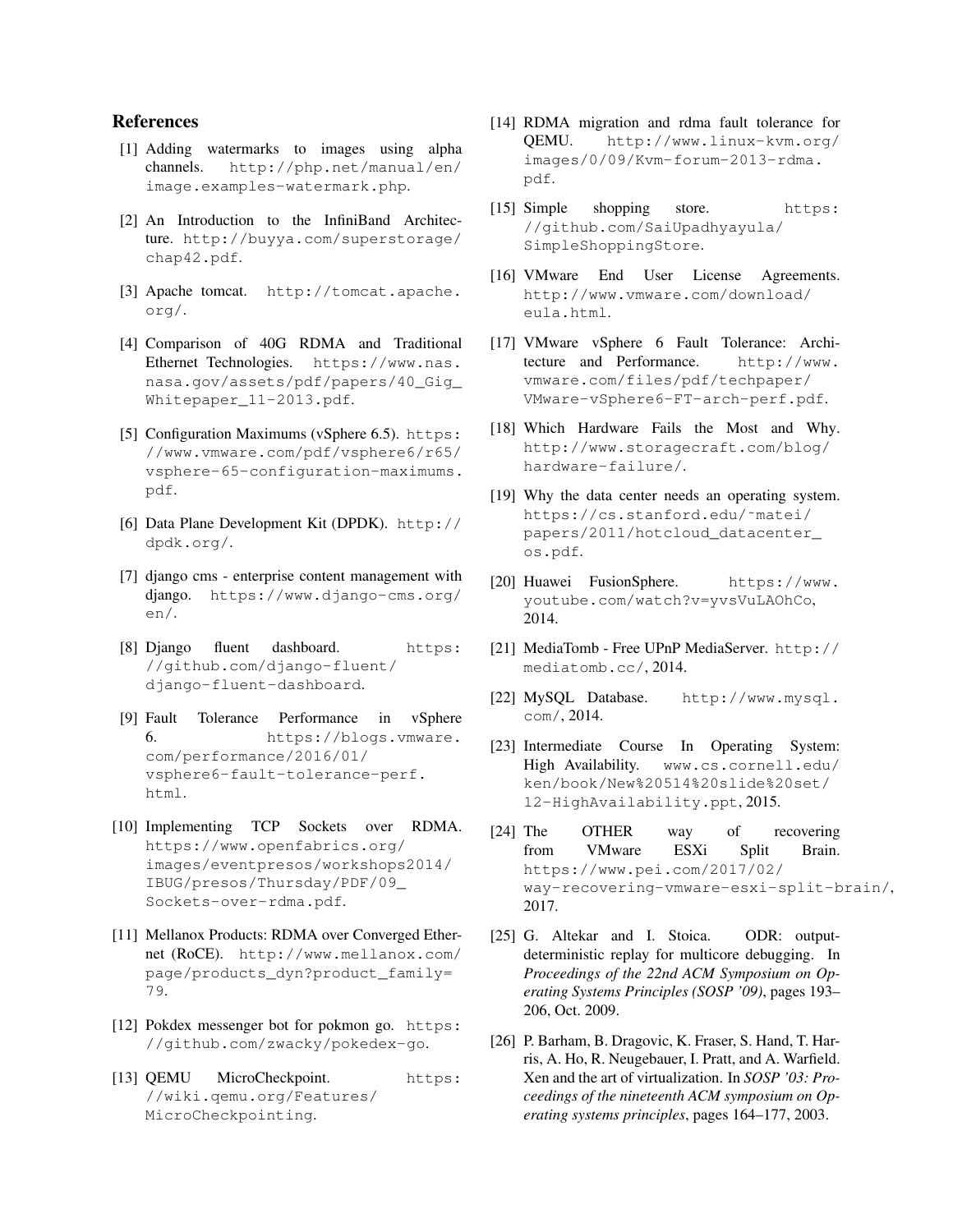## References

[1] Adding watermarks to images using alpha channels. http://php.net/manual/en/image.examples-watermark.php.

[2] An Introduction to the InfiniBand Architecture. http://buyya.com/superstorage/chap42.pdf.

[3] Apache tomcat. http://tomcat.apache.org/.

[4] Comparison of 40G RDMA and Traditional Ethernet Technologies. https://www.nas.nasa.gov/assets/pdf/papers/40_Gig_Whitepaper_11-2013.pdf.

[5] Configuration Maximums (vSphere 6.5). https://www.vmware.com/pdf/vsphere6/r65/vsphere-65-configuration-maximums.pdf.

[6] Data Plane Development Kit (DPDK). http://dpdk.org/.

[7] django cms - enterprise content management with django. https://www.django-cms.org/en/.

[8] Django fluent dashboard. https://github.com/django-fluent/django-fluent-dashboard.

[9] Fault Tolerance Performance in vSphere 6. https://blogs.vmware.com/performance/2016/01/vsphere6-fault-tolerance-perf.html.

[10] Implementing TCP Sockets over RDMA. https://www.openfabrics.org/images/eventpresos/workshops2014/IBUG/presos/Thursday/PDF/09_Sockets-over-rdma.pdf.

[11] Mellanox Products: RDMA over Converged Ethernet (RoCE). http://www.mellanox.com/page/products_dyn?product_family=79.

[12] Pokdex messenger bot for pokmon go. https://github.com/zwacky/pokedex-go.

[13] QEMU MicroCheckpoint. https://wiki.qemu.org/Features/MicroCheckpointing.

[14] RDMA migration and rdma fault tolerance for QEMU. http://www.linux-kvm.org/images/0/09/Kvm-forum-2013-rdma.pdf.

[15] Simple shopping store. https://github.com/SaiUpadhyayula/SimpleShoppingStore.

[16] VMware End User License Agreements. http://www.vmware.com/download/eula.html.

[17] VMware vSphere 6 Fault Tolerance: Architecture and Performance. http://www.vmware.com/files/pdf/techpaper/VMware-vSphere6-FT-arch-perf.pdf.

[18] Which Hardware Fails the Most and Why. http://www.storagecraft.com/blog/hardware-failure/.

[19] Why the data center needs an operating system. https://cs.stanford.edu/~matei/papers/2011/hotcloud_datacenter_os.pdf.

[20] Huawei FusionSphere. https://www.youtube.com/watch?v=yvsVuLAOhCo, 2014.

[21] MediaTomb - Free UPnP MediaServer. http://mediatomb.cc/, 2014.

[22] MySQL Database. http://www.mysql.com/, 2014.

[23] Intermediate Course In Operating System: High Availability. www.cs.cornell.edu/ken/book/New%20514%20slide%20set/12-HighAvailability.ppt, 2015.

[24] The OTHER way of recovering from VMware ESXi Split Brain. https://www.pei.com/2017/02/way-recovering-vmware-esxi-split-brain/, 2017.

[25] G. Altekar and I. Stoica. ODR: output-deterministic replay for multicore debugging. In *Proceedings of the 22nd ACM Symposium on Operating Systems Principles (SOSP '09)*, pages 193–206, Oct. 2009.

[26] P. Barham, B. Dragovic, K. Fraser, S. Hand, T. Harris, A. Ho, R. Neugebauer, I. Pratt, and A. Warfield. Xen and the art of virtualization. In *SOSP '03: Proceedings of the nineteenth ACM symposium on Operating systems principles*, pages 164–177, 2003.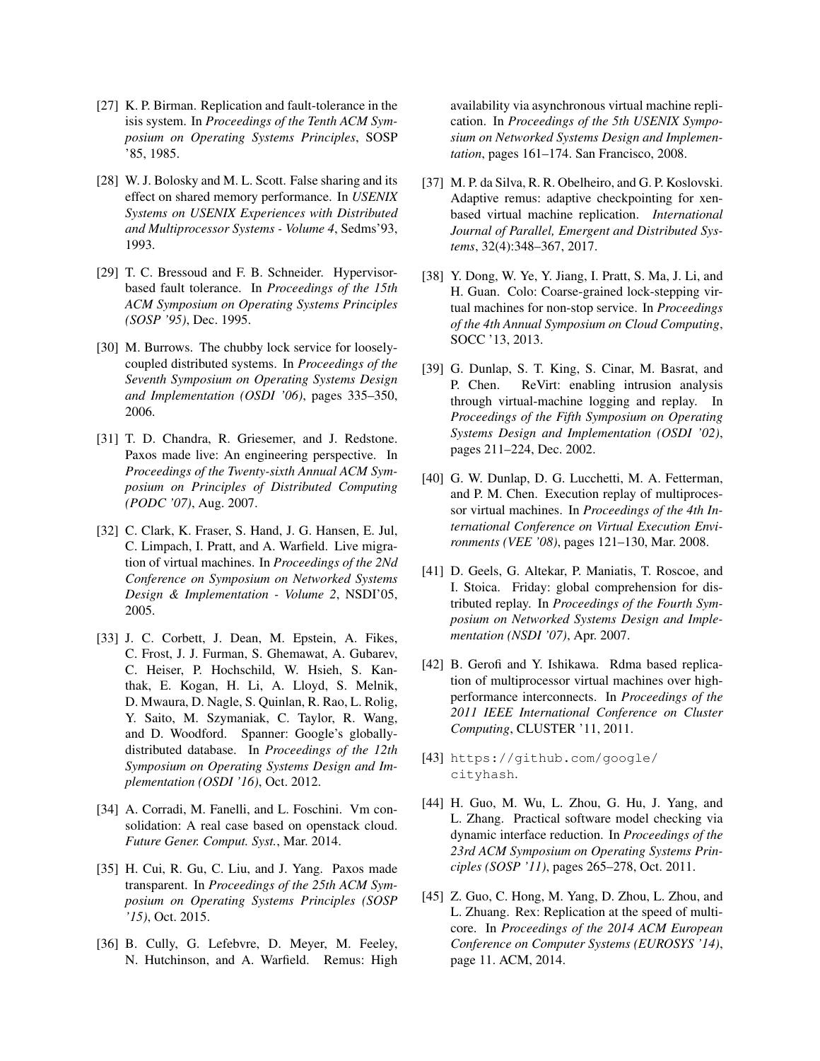[27] K. P. Birman. Replication and fault-tolerance in the isis system. In *Proceedings of the Tenth ACM Symposium on Operating Systems Principles*, SOSP '85, 1985.

[28] W. J. Bolosky and M. L. Scott. False sharing and its effect on shared memory performance. In *USENIX Systems on USENIX Experiences with Distributed and Multiprocessor Systems - Volume 4*, Sedms'93, 1993.

[29] T. C. Bressoud and F. B. Schneider. Hypervisor-based fault tolerance. In *Proceedings of the 15th ACM Symposium on Operating Systems Principles (SOSP '95)*, Dec. 1995.

[30] M. Burrows. The chubby lock service for loosely-coupled distributed systems. In *Proceedings of the Seventh Symposium on Operating Systems Design and Implementation (OSDI '06)*, pages 335–350, 2006.

[31] T. D. Chandra, R. Griesemer, and J. Redstone. Paxos made live: An engineering perspective. In *Proceedings of the Twenty-sixth Annual ACM Symposium on Principles of Distributed Computing (PODC '07)*, Aug. 2007.

[32] C. Clark, K. Fraser, S. Hand, J. G. Hansen, E. Jul, C. Limpach, I. Pratt, and A. Warfield. Live migration of virtual machines. In *Proceedings of the 2Nd Conference on Symposium on Networked Systems Design & Implementation - Volume 2*, NSDI'05, 2005.

[33] J. C. Corbett, J. Dean, M. Epstein, A. Fikes, C. Frost, J. J. Furman, S. Ghemawat, A. Gubarev, C. Heiser, P. Hochschild, W. Hsieh, S. Kanthak, E. Kogan, H. Li, A. Lloyd, S. Melnik, D. Mwaura, D. Nagle, S. Quinlan, R. Rao, L. Rolig, Y. Saito, M. Szymaniak, C. Taylor, R. Wang, and D. Woodford. Spanner: Google's globally-distributed database. In *Proceedings of the 12th Symposium on Operating Systems Design and Implementation (OSDI '16)*, Oct. 2012.

[34] A. Corradi, M. Fanelli, and L. Foschini. Vm consolidation: A real case based on openstack cloud. *Future Gener. Comput. Syst.*, Mar. 2014.

[35] H. Cui, R. Gu, C. Liu, and J. Yang. Paxos made transparent. In *Proceedings of the 25th ACM Symposium on Operating Systems Principles (SOSP '15)*, Oct. 2015.

[36] B. Cully, G. Lefebvre, D. Meyer, M. Feeley, N. Hutchinson, and A. Warfield. Remus: High availability via asynchronous virtual machine replication. In *Proceedings of the 5th USENIX Symposium on Networked Systems Design and Implementation*, pages 161–174. San Francisco, 2008.

[37] M. P. da Silva, R. R. Obelheiro, and G. P. Koslovski. Adaptive remus: adaptive checkpointing for xen-based virtual machine replication. *International Journal of Parallel, Emergent and Distributed Systems*, 32(4):348–367, 2017.

[38] Y. Dong, W. Ye, Y. Jiang, I. Pratt, S. Ma, J. Li, and H. Guan. Colo: Coarse-grained lock-stepping virtual machines for non-stop service. In *Proceedings of the 4th Annual Symposium on Cloud Computing*, SOCC '13, 2013.

[39] G. Dunlap, S. T. King, S. Cinar, M. Basrat, and P. Chen. ReVirt: enabling intrusion analysis through virtual-machine logging and replay. In *Proceedings of the Fifth Symposium on Operating Systems Design and Implementation (OSDI '02)*, pages 211–224, Dec. 2002.

[40] G. W. Dunlap, D. G. Lucchetti, M. A. Fetterman, and P. M. Chen. Execution replay of multiprocessor virtual machines. In *Proceedings of the 4th International Conference on Virtual Execution Environments (VEE '08)*, pages 121–130, Mar. 2008.

[41] D. Geels, G. Altekar, P. Maniatis, T. Roscoe, and I. Stoica. Friday: global comprehension for distributed replay. In *Proceedings of the Fourth Symposium on Networked Systems Design and Implementation (NSDI '07)*, Apr. 2007.

[42] B. Gerofi and Y. Ishikawa. Rdma based replication of multiprocessor virtual machines over high-performance interconnects. In *Proceedings of the 2011 IEEE International Conference on Cluster Computing*, CLUSTER '11, 2011.

[43] `https://github.com/google/cityhash`.

[44] H. Guo, M. Wu, L. Zhou, G. Hu, J. Yang, and L. Zhang. Practical software model checking via dynamic interface reduction. In *Proceedings of the 23rd ACM Symposium on Operating Systems Principles (SOSP '11)*, pages 265–278, Oct. 2011.

[45] Z. Guo, C. Hong, M. Yang, D. Zhou, L. Zhou, and L. Zhuang. Rex: Replication at the speed of multi-core. In *Proceedings of the 2014 ACM European Conference on Computer Systems (EUROSYS '14)*, page 11. ACM, 2014.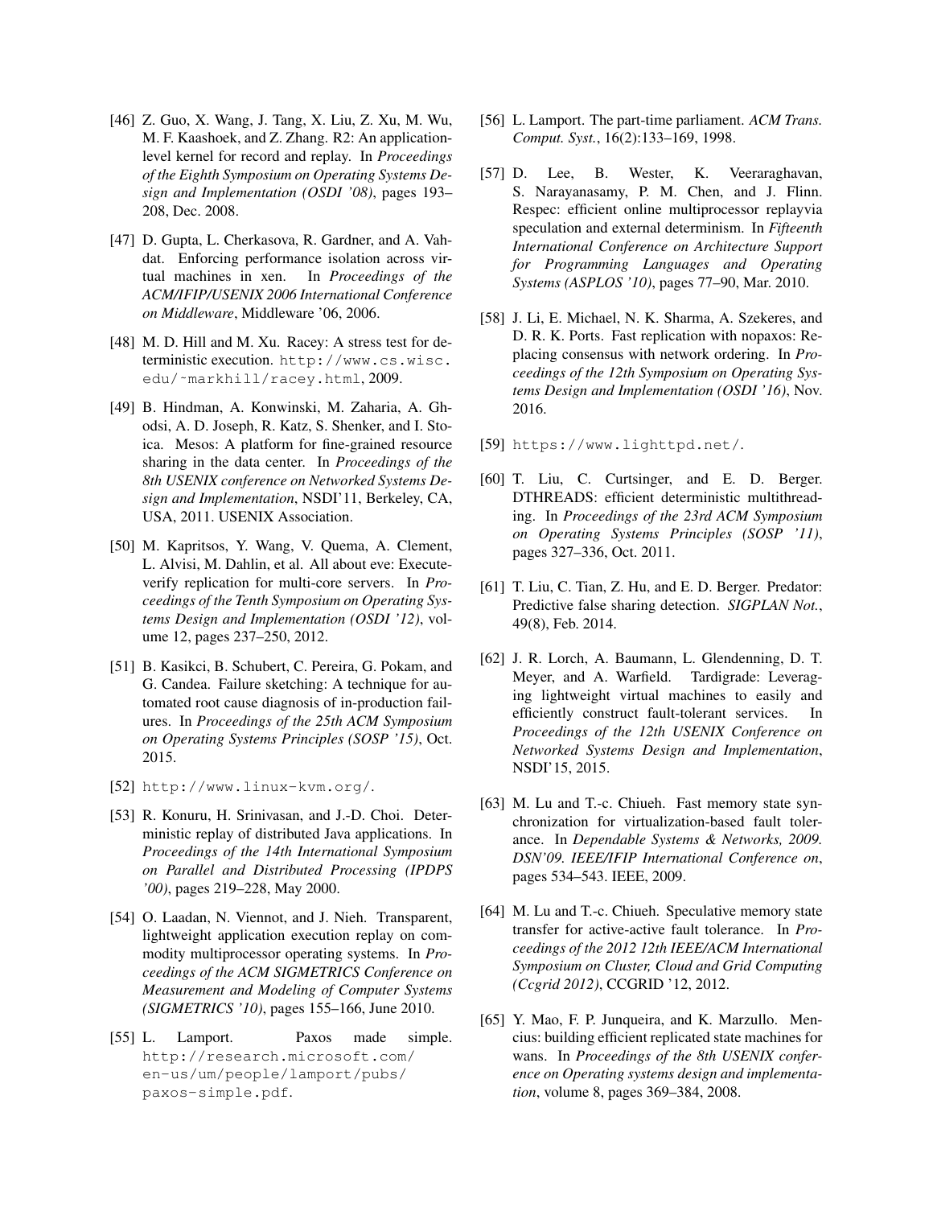[46] Z. Guo, X. Wang, J. Tang, X. Liu, Z. Xu, M. Wu, M. F. Kaashoek, and Z. Zhang. R2: An application-level kernel for record and replay. In *Proceedings of the Eighth Symposium on Operating Systems Design and Implementation (OSDI '08)*, pages 193–208, Dec. 2008.

[47] D. Gupta, L. Cherkasova, R. Gardner, and A. Vahdat. Enforcing performance isolation across virtual machines in xen. In *Proceedings of the ACM/IFIP/USENIX 2006 International Conference on Middleware*, Middleware '06, 2006.

[48] M. D. Hill and M. Xu. Racey: A stress test for deterministic execution. `http://www.cs.wisc.edu/~markhill/racey.html`, 2009.

[49] B. Hindman, A. Konwinski, M. Zaharia, A. Ghodsi, A. D. Joseph, R. Katz, S. Shenker, and I. Stoica. Mesos: A platform for fine-grained resource sharing in the data center. In *Proceedings of the 8th USENIX conference on Networked Systems Design and Implementation*, NSDI'11, Berkeley, CA, USA, 2011. USENIX Association.

[50] M. Kapritsos, Y. Wang, V. Quema, A. Clement, L. Alvisi, M. Dahlin, et al. All about eve: Execute-verify replication for multi-core servers. In *Proceedings of the Tenth Symposium on Operating Systems Design and Implementation (OSDI '12)*, volume 12, pages 237–250, 2012.

[51] B. Kasikci, B. Schubert, C. Pereira, G. Pokam, and G. Candea. Failure sketching: A technique for automated root cause diagnosis of in-production failures. In *Proceedings of the 25th ACM Symposium on Operating Systems Principles (SOSP '15)*, Oct. 2015.

[52] `http://www.linux-kvm.org/`.

[53] R. Konuru, H. Srinivasan, and J.-D. Choi. Deterministic replay of distributed Java applications. In *Proceedings of the 14th International Symposium on Parallel and Distributed Processing (IPDPS '00)*, pages 219–228, May 2000.

[54] O. Laadan, N. Viennot, and J. Nieh. Transparent, lightweight application execution replay on commodity multiprocessor operating systems. In *Proceedings of the ACM SIGMETRICS Conference on Measurement and Modeling of Computer Systems (SIGMETRICS '10)*, pages 155–166, June 2010.

[55] L. Lamport. Paxos made simple. `http://research.microsoft.com/en-us/um/people/lamport/pubs/paxos-simple.pdf`.

[56] L. Lamport. The part-time parliament. *ACM Trans. Comput. Syst.*, 16(2):133–169, 1998.

[57] D. Lee, B. Wester, K. Veeraraghavan, S. Narayanasamy, P. M. Chen, and J. Flinn. Respec: efficient online multiprocessor replayvia speculation and external determinism. In *Fifteenth International Conference on Architecture Support for Programming Languages and Operating Systems (ASPLOS '10)*, pages 77–90, Mar. 2010.

[58] J. Li, E. Michael, N. K. Sharma, A. Szekeres, and D. R. K. Ports. Fast replication with nopaxos: Replacing consensus with network ordering. In *Proceedings of the 12th Symposium on Operating Systems Design and Implementation (OSDI '16)*, Nov. 2016.

[59] `https://www.lighttpd.net/`.

[60] T. Liu, C. Curtsinger, and E. D. Berger. DTHREADS: efficient deterministic multithreading. In *Proceedings of the 23rd ACM Symposium on Operating Systems Principles (SOSP '11)*, pages 327–336, Oct. 2011.

[61] T. Liu, C. Tian, Z. Hu, and E. D. Berger. Predator: Predictive false sharing detection. *SIGPLAN Not.*, 49(8), Feb. 2014.

[62] J. R. Lorch, A. Baumann, L. Glendenning, D. T. Meyer, and A. Warfield. Tardigrade: Leveraging lightweight virtual machines to easily and efficiently construct fault-tolerant services. In *Proceedings of the 12th USENIX Conference on Networked Systems Design and Implementation*, NSDI'15, 2015.

[63] M. Lu and T.-c. Chiueh. Fast memory state synchronization for virtualization-based fault tolerance. In *Dependable Systems & Networks, 2009. DSN'09. IEEE/IFIP International Conference on*, pages 534–543. IEEE, 2009.

[64] M. Lu and T.-c. Chiueh. Speculative memory state transfer for active-active fault tolerance. In *Proceedings of the 2012 12th IEEE/ACM International Symposium on Cluster, Cloud and Grid Computing (Ccgrid 2012)*, CCGRID '12, 2012.

[65] Y. Mao, F. P. Junqueira, and K. Marzullo. Mencius: building efficient replicated state machines for wans. In *Proceedings of the 8th USENIX conference on Operating systems design and implementation*, volume 8, pages 369–384, 2008.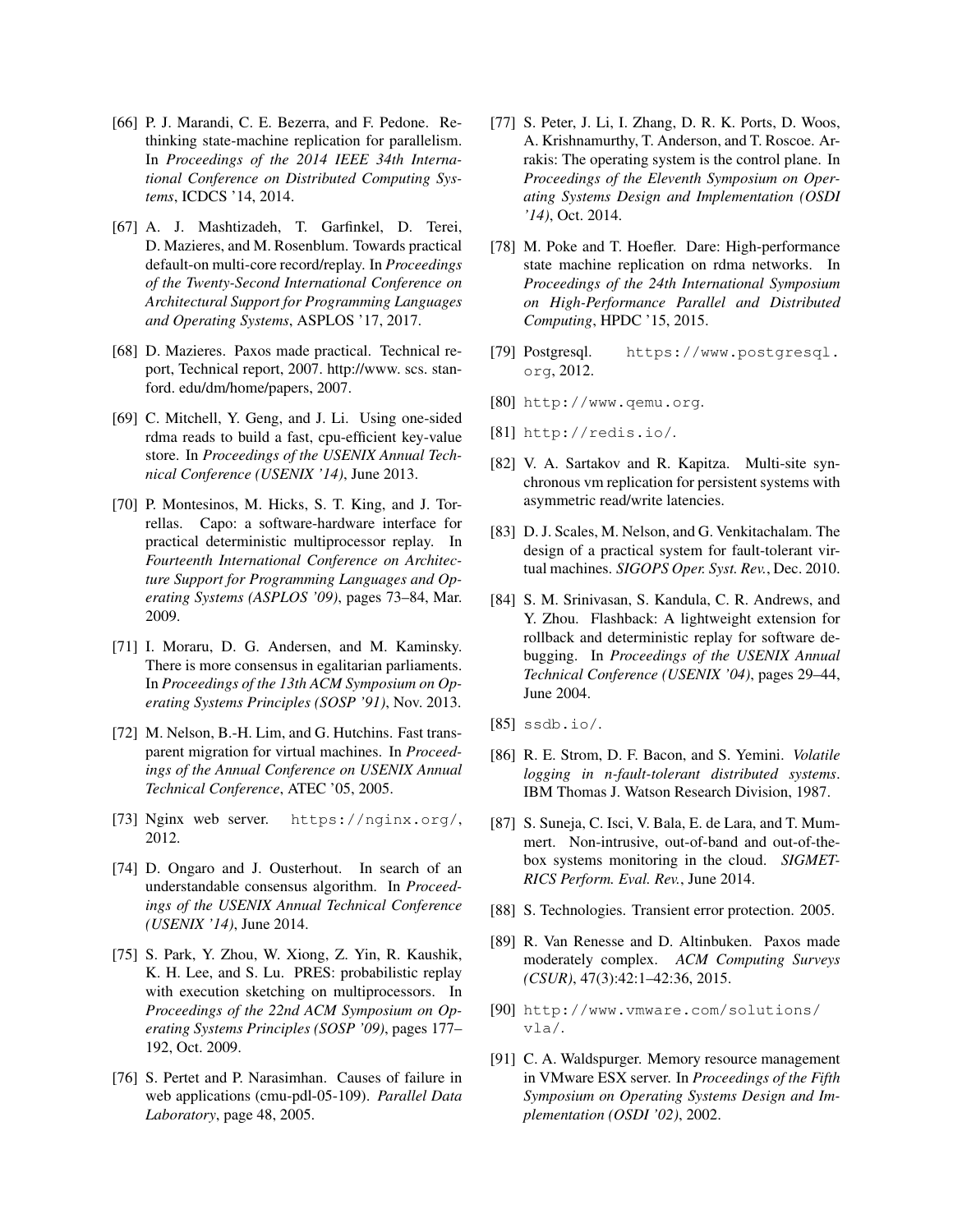[66] P. J. Marandi, C. E. Bezerra, and F. Pedone. Rethinking state-machine replication for parallelism. In *Proceedings of the 2014 IEEE 34th International Conference on Distributed Computing Systems*, ICDCS '14, 2014.

[67] A. J. Mashtizadeh, T. Garfinkel, D. Terei, D. Mazieres, and M. Rosenblum. Towards practical default-on multi-core record/replay. In *Proceedings of the Twenty-Second International Conference on Architectural Support for Programming Languages and Operating Systems*, ASPLOS '17, 2017.

[68] D. Mazieres. Paxos made practical. Technical report, Technical report, 2007. http://www. scs. stanford. edu/dm/home/papers, 2007.

[69] C. Mitchell, Y. Geng, and J. Li. Using one-sided rdma reads to build a fast, cpu-efficient key-value store. In *Proceedings of the USENIX Annual Technical Conference (USENIX '14)*, June 2013.

[70] P. Montesinos, M. Hicks, S. T. King, and J. Torrellas. Capo: a software-hardware interface for practical deterministic multiprocessor replay. In *Fourteenth International Conference on Architecture Support for Programming Languages and Operating Systems (ASPLOS '09)*, pages 73–84, Mar. 2009.

[71] I. Moraru, D. G. Andersen, and M. Kaminsky. There is more consensus in egalitarian parliaments. In *Proceedings of the 13th ACM Symposium on Operating Systems Principles (SOSP '91)*, Nov. 2013.

[72] M. Nelson, B.-H. Lim, and G. Hutchins. Fast transparent migration for virtual machines. In *Proceedings of the Annual Conference on USENIX Annual Technical Conference*, ATEC '05, 2005.

[73] Nginx web server. `https://nginx.org/`, 2012.

[74] D. Ongaro and J. Ousterhout. In search of an understandable consensus algorithm. In *Proceedings of the USENIX Annual Technical Conference (USENIX '14)*, June 2014.

[75] S. Park, Y. Zhou, W. Xiong, Z. Yin, R. Kaushik, K. H. Lee, and S. Lu. PRES: probabilistic replay with execution sketching on multiprocessors. In *Proceedings of the 22nd ACM Symposium on Operating Systems Principles (SOSP '09)*, pages 177–192, Oct. 2009.

[76] S. Pertet and P. Narasimhan. Causes of failure in web applications (cmu-pdl-05-109). *Parallel Data Laboratory*, page 48, 2005.

[77] S. Peter, J. Li, I. Zhang, D. R. K. Ports, D. Woos, A. Krishnamurthy, T. Anderson, and T. Roscoe. Arrakis: The operating system is the control plane. In *Proceedings of the Eleventh Symposium on Operating Systems Design and Implementation (OSDI '14)*, Oct. 2014.

[78] M. Poke and T. Hoefler. Dare: High-performance state machine replication on rdma networks. In *Proceedings of the 24th International Symposium on High-Performance Parallel and Distributed Computing*, HPDC '15, 2015.

[79] Postgresql. `https://www.postgresql.org`, 2012.

[80] `http://www.qemu.org`.

[81] `http://redis.io/`.

[82] V. A. Sartakov and R. Kapitza. Multi-site synchronous vm replication for persistent systems with asymmetric read/write latencies.

[83] D. J. Scales, M. Nelson, and G. Venkitachalam. The design of a practical system for fault-tolerant virtual machines. *SIGOPS Oper. Syst. Rev.*, Dec. 2010.

[84] S. M. Srinivasan, S. Kandula, C. R. Andrews, and Y. Zhou. Flashback: A lightweight extension for rollback and deterministic replay for software debugging. In *Proceedings of the USENIX Annual Technical Conference (USENIX '04)*, pages 29–44, June 2004.

[85] `ssdb.io/`.

[86] R. E. Strom, D. F. Bacon, and S. Yemini. *Volatile logging in n-fault-tolerant distributed systems*. IBM Thomas J. Watson Research Division, 1987.

[87] S. Suneja, C. Isci, V. Bala, E. de Lara, and T. Mummert. Non-intrusive, out-of-band and out-of-the-box systems monitoring in the cloud. *SIGMETRICS Perform. Eval. Rev.*, June 2014.

[88] S. Technologies. Transient error protection. 2005.

[89] R. Van Renesse and D. Altinbuken. Paxos made moderately complex. *ACM Computing Surveys (CSUR)*, 47(3):42:1–42:36, 2015.

[90] `http://www.vmware.com/solutions/vla/`.

[91] C. A. Waldspurger. Memory resource management in VMware ESX server. In *Proceedings of the Fifth Symposium on Operating Systems Design and Implementation (OSDI '02)*, 2002.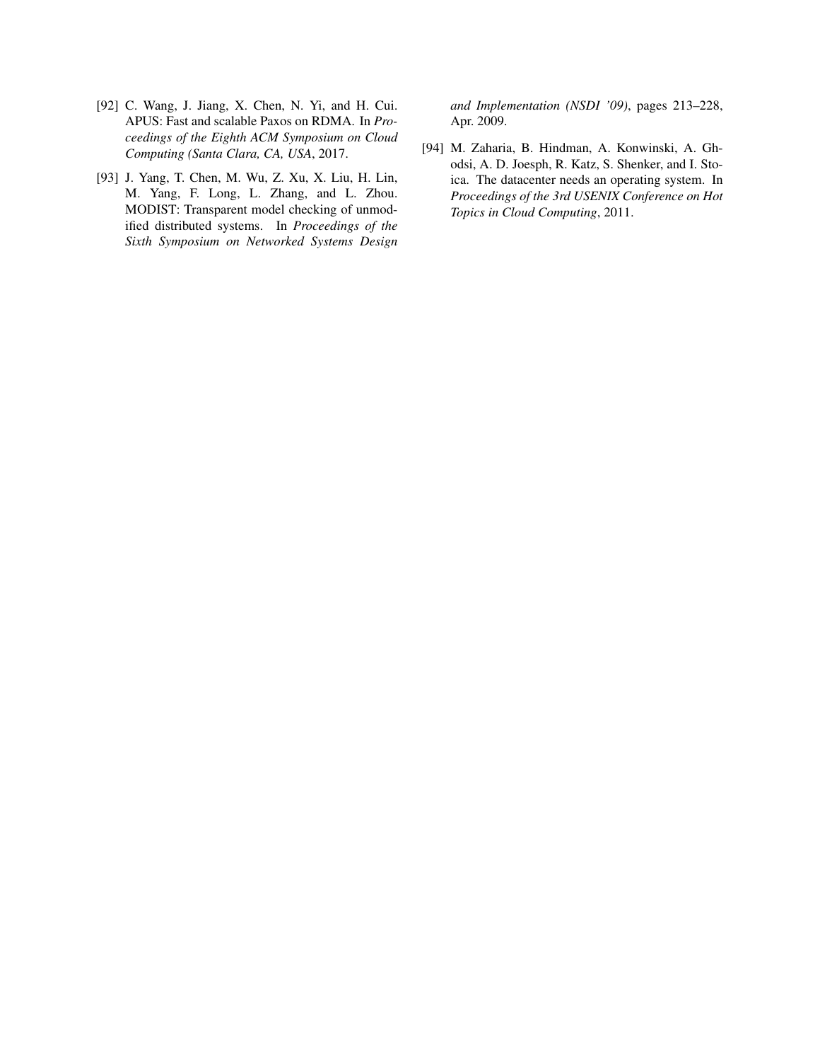[92] C. Wang, J. Jiang, X. Chen, N. Yi, and H. Cui. APUS: Fast and scalable Paxos on RDMA. In *Proceedings of the Eighth ACM Symposium on Cloud Computing (Santa Clara, CA, USA*, 2017.

[93] J. Yang, T. Chen, M. Wu, Z. Xu, X. Liu, H. Lin, M. Yang, F. Long, L. Zhang, and L. Zhou. MODIST: Transparent model checking of unmodified distributed systems. In *Proceedings of the Sixth Symposium on Networked Systems Design and Implementation (NSDI '09)*, pages 213–228, Apr. 2009.

[94] M. Zaharia, B. Hindman, A. Konwinski, A. Ghodsi, A. D. Joesph, R. Katz, S. Shenker, and I. Stoica. The datacenter needs an operating system. In *Proceedings of the 3rd USENIX Conference on Hot Topics in Cloud Computing*, 2011.